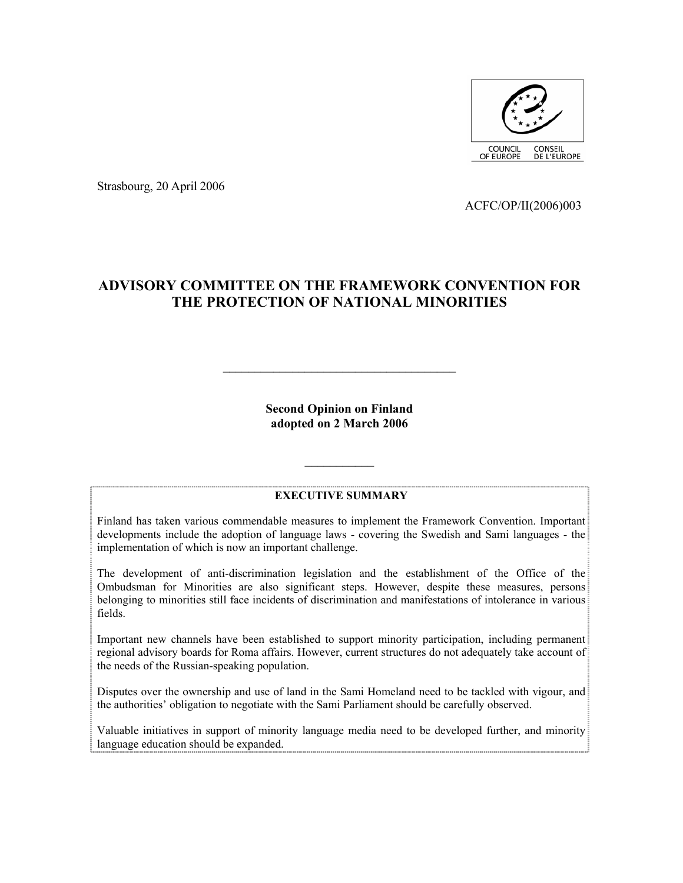Strasbourg, 20 April 2006

ACFC/OP/II(2006)003

# ADVISORY COMMITTEE ON THE FRAMEWORK CONVENTION FOR THE PROTECTION OF NATIONAL MINORITIES

---

**Second Opinion on Finland adopted on 2 March 2006**

---

**EXECUTIVE SUMMARY**

Finland has taken various commendable measures to implement the Framework Convention. Important developments include the adoption of language laws - covering the Swedish and Sami languages - the implementation of which is now an important challenge.

The development of anti-discrimination legislation and the establishment of the Office of the Ombudsman for Minorities are also significant steps. However, despite these measures, persons belonging to minorities still face incidents of discrimination and manifestations of intolerance in various fields.

Important new channels have been established to support minority participation, including permanent regional advisory boards for Roma affairs. However, current structures do not adequately take account of the needs of the Russian-speaking population.

Disputes over the ownership and use of land in the Sami Homeland need to be tackled with vigour, and the authorities' obligation to negotiate with the Sami Parliament should be carefully observed.

Valuable initiatives in support of minority language media need to be developed further, and minority language education should be expanded.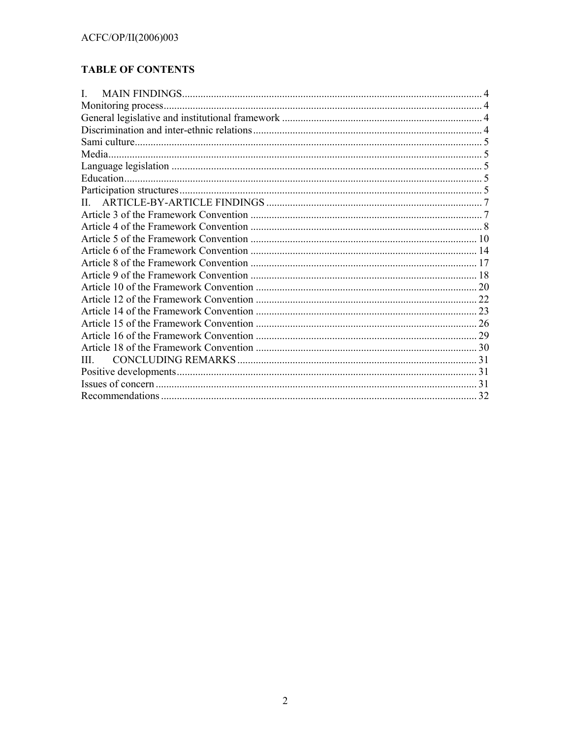## TABLE OF CONTENTS

I. MAIN FINDINGS ..... 4
Monitoring process ..... 4
General legislative and institutional framework ..... 4
Discrimination and inter-ethnic relations ..... 4
Sami culture ..... 5
Media ..... 5
Language legislation ..... 5
Education ..... 5
Participation structures ..... 5
II. ARTICLE-BY-ARTICLE FINDINGS ..... 7
Article 3 of the Framework Convention ..... 7
Article 4 of the Framework Convention ..... 8
Article 5 of the Framework Convention ..... 10
Article 6 of the Framework Convention ..... 14
Article 8 of the Framework Convention ..... 17
Article 9 of the Framework Convention ..... 18
Article 10 of the Framework Convention ..... 20
Article 12 of the Framework Convention ..... 22
Article 14 of the Framework Convention ..... 23
Article 15 of the Framework Convention ..... 26
Article 16 of the Framework Convention ..... 29
Article 18 of the Framework Convention ..... 30
III. CONCLUDING REMARKS ..... 31
Positive developments ..... 31
Issues of concern ..... 31
Recommendations ..... 32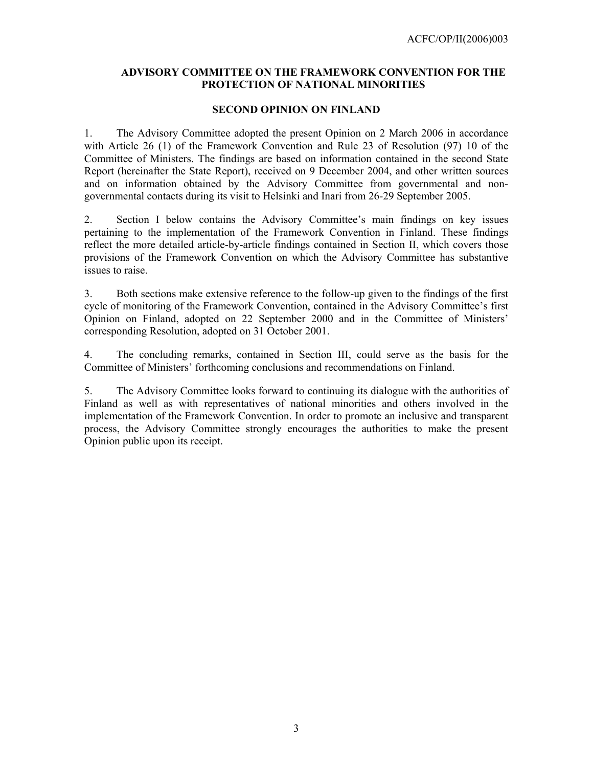**ADVISORY COMMITTEE ON THE FRAMEWORK CONVENTION FOR THE PROTECTION OF NATIONAL MINORITIES**

**SECOND OPINION ON FINLAND**

1. The Advisory Committee adopted the present Opinion on 2 March 2006 in accordance with Article 26 (1) of the Framework Convention and Rule 23 of Resolution (97) 10 of the Committee of Ministers. The findings are based on information contained in the second State Report (hereinafter the State Report), received on 9 December 2004, and other written sources and on information obtained by the Advisory Committee from governmental and non-governmental contacts during its visit to Helsinki and Inari from 26-29 September 2005.

2. Section I below contains the Advisory Committee's main findings on key issues pertaining to the implementation of the Framework Convention in Finland. These findings reflect the more detailed article-by-article findings contained in Section II, which covers those provisions of the Framework Convention on which the Advisory Committee has substantive issues to raise.

3. Both sections make extensive reference to the follow-up given to the findings of the first cycle of monitoring of the Framework Convention, contained in the Advisory Committee's first Opinion on Finland, adopted on 22 September 2000 and in the Committee of Ministers' corresponding Resolution, adopted on 31 October 2001.

4. The concluding remarks, contained in Section III, could serve as the basis for the Committee of Ministers' forthcoming conclusions and recommendations on Finland.

5. The Advisory Committee looks forward to continuing its dialogue with the authorities of Finland as well as with representatives of national minorities and others involved in the implementation of the Framework Convention. In order to promote an inclusive and transparent process, the Advisory Committee strongly encourages the authorities to make the present Opinion public upon its receipt.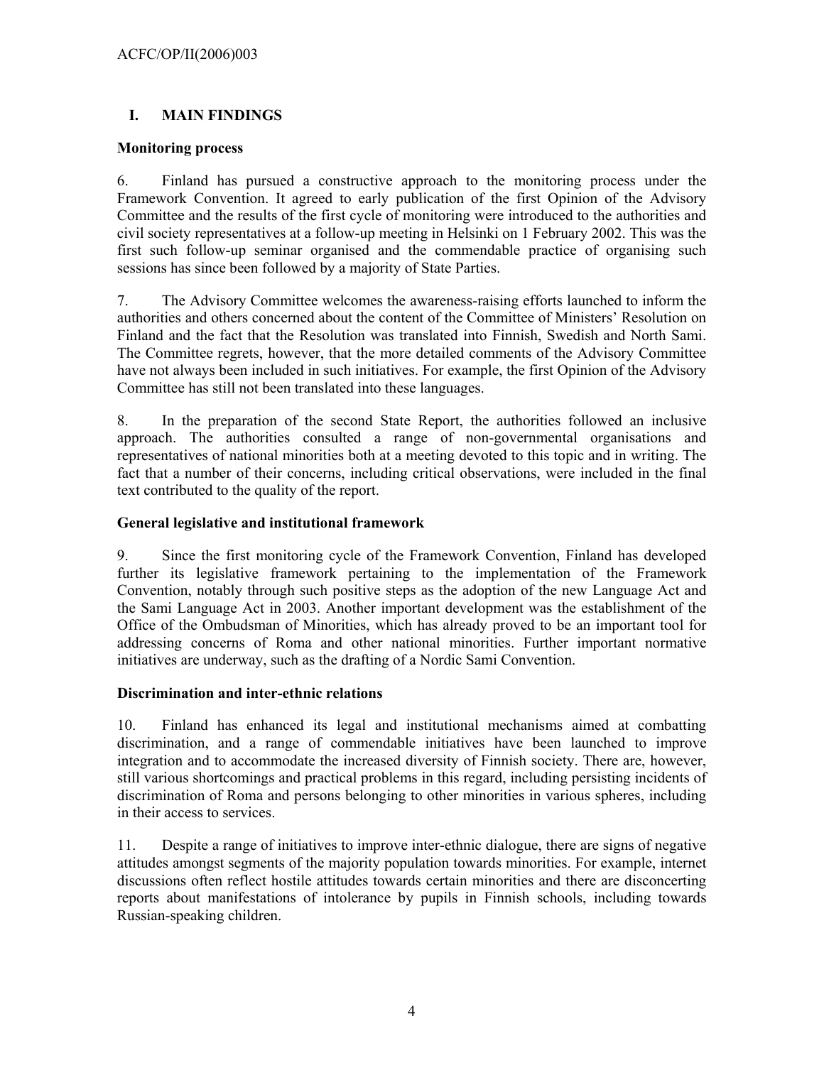## I. MAIN FINDINGS

### Monitoring process

6. Finland has pursued a constructive approach to the monitoring process under the Framework Convention. It agreed to early publication of the first Opinion of the Advisory Committee and the results of the first cycle of monitoring were introduced to the authorities and civil society representatives at a follow-up meeting in Helsinki on 1 February 2002. This was the first such follow-up seminar organised and the commendable practice of organising such sessions has since been followed by a majority of State Parties.

7. The Advisory Committee welcomes the awareness-raising efforts launched to inform the authorities and others concerned about the content of the Committee of Ministers' Resolution on Finland and the fact that the Resolution was translated into Finnish, Swedish and North Sami. The Committee regrets, however, that the more detailed comments of the Advisory Committee have not always been included in such initiatives. For example, the first Opinion of the Advisory Committee has still not been translated into these languages.

8. In the preparation of the second State Report, the authorities followed an inclusive approach. The authorities consulted a range of non-governmental organisations and representatives of national minorities both at a meeting devoted to this topic and in writing. The fact that a number of their concerns, including critical observations, were included in the final text contributed to the quality of the report.

### General legislative and institutional framework

9. Since the first monitoring cycle of the Framework Convention, Finland has developed further its legislative framework pertaining to the implementation of the Framework Convention, notably through such positive steps as the adoption of the new Language Act and the Sami Language Act in 2003. Another important development was the establishment of the Office of the Ombudsman of Minorities, which has already proved to be an important tool for addressing concerns of Roma and other national minorities. Further important normative initiatives are underway, such as the drafting of a Nordic Sami Convention.

### Discrimination and inter-ethnic relations

10. Finland has enhanced its legal and institutional mechanisms aimed at combatting discrimination, and a range of commendable initiatives have been launched to improve integration and to accommodate the increased diversity of Finnish society. There are, however, still various shortcomings and practical problems in this regard, including persisting incidents of discrimination of Roma and persons belonging to other minorities in various spheres, including in their access to services.

11. Despite a range of initiatives to improve inter-ethnic dialogue, there are signs of negative attitudes amongst segments of the majority population towards minorities. For example, internet discussions often reflect hostile attitudes towards certain minorities and there are disconcerting reports about manifestations of intolerance by pupils in Finnish schools, including towards Russian-speaking children.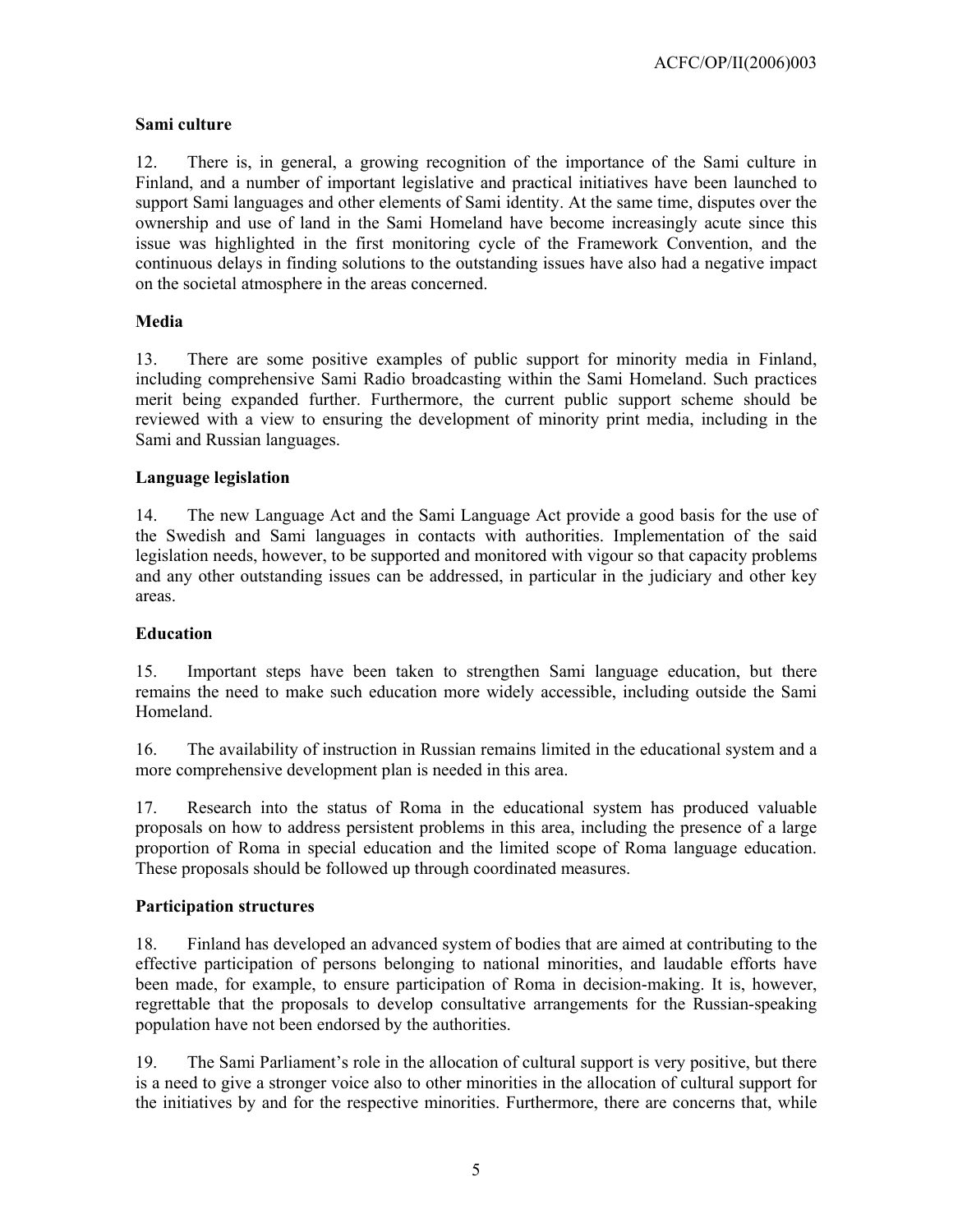**Sami culture**

12. There is, in general, a growing recognition of the importance of the Sami culture in Finland, and a number of important legislative and practical initiatives have been launched to support Sami languages and other elements of Sami identity. At the same time, disputes over the ownership and use of land in the Sami Homeland have become increasingly acute since this issue was highlighted in the first monitoring cycle of the Framework Convention, and the continuous delays in finding solutions to the outstanding issues have also had a negative impact on the societal atmosphere in the areas concerned.

**Media**

13. There are some positive examples of public support for minority media in Finland, including comprehensive Sami Radio broadcasting within the Sami Homeland. Such practices merit being expanded further. Furthermore, the current public support scheme should be reviewed with a view to ensuring the development of minority print media, including in the Sami and Russian languages.

**Language legislation**

14. The new Language Act and the Sami Language Act provide a good basis for the use of the Swedish and Sami languages in contacts with authorities. Implementation of the said legislation needs, however, to be supported and monitored with vigour so that capacity problems and any other outstanding issues can be addressed, in particular in the judiciary and other key areas.

**Education**

15. Important steps have been taken to strengthen Sami language education, but there remains the need to make such education more widely accessible, including outside the Sami Homeland.

16. The availability of instruction in Russian remains limited in the educational system and a more comprehensive development plan is needed in this area.

17. Research into the status of Roma in the educational system has produced valuable proposals on how to address persistent problems in this area, including the presence of a large proportion of Roma in special education and the limited scope of Roma language education. These proposals should be followed up through coordinated measures.

**Participation structures**

18. Finland has developed an advanced system of bodies that are aimed at contributing to the effective participation of persons belonging to national minorities, and laudable efforts have been made, for example, to ensure participation of Roma in decision-making. It is, however, regrettable that the proposals to develop consultative arrangements for the Russian-speaking population have not been endorsed by the authorities.

19. The Sami Parliament's role in the allocation of cultural support is very positive, but there is a need to give a stronger voice also to other minorities in the allocation of cultural support for the initiatives by and for the respective minorities. Furthermore, there are concerns that, while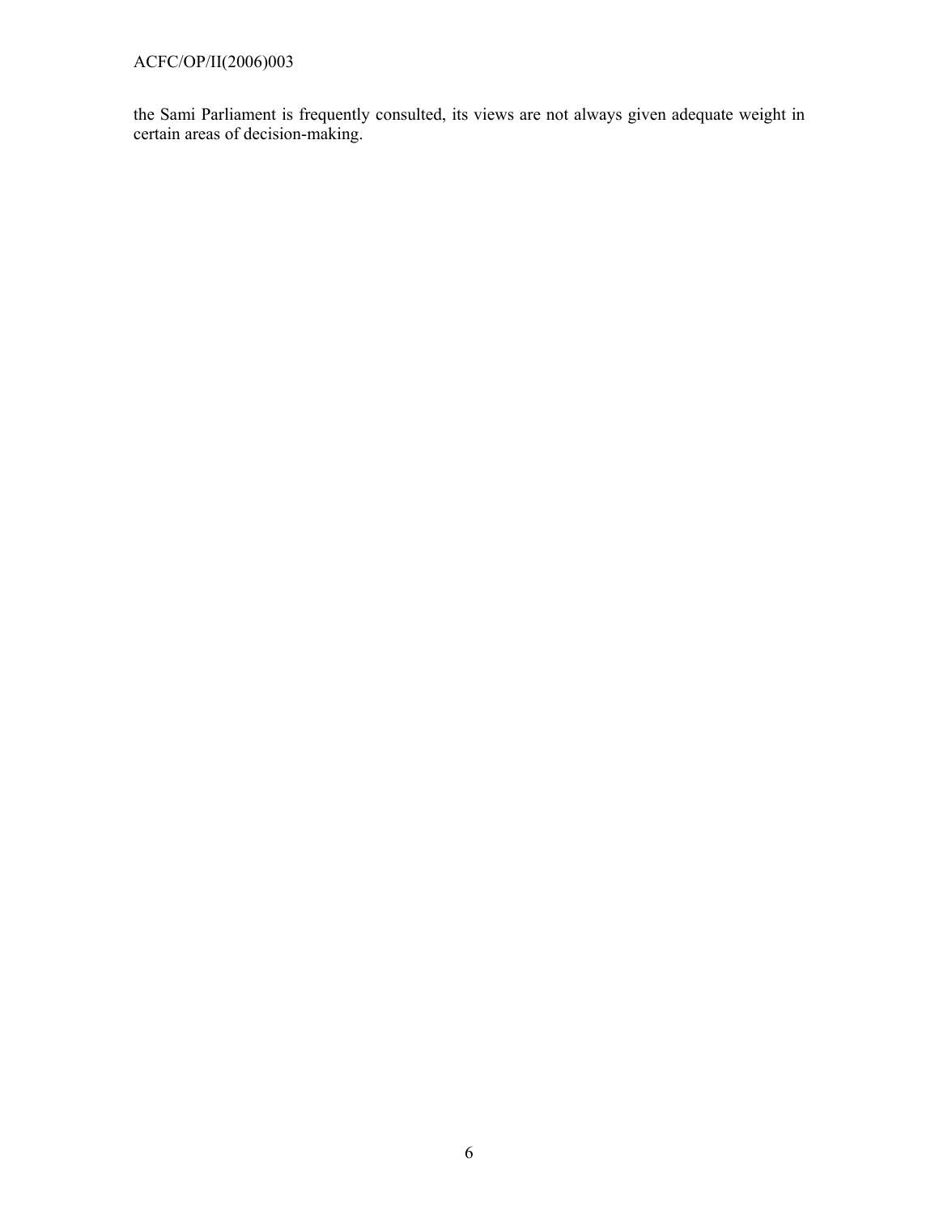the Sami Parliament is frequently consulted, its views are not always given adequate weight in certain areas of decision-making.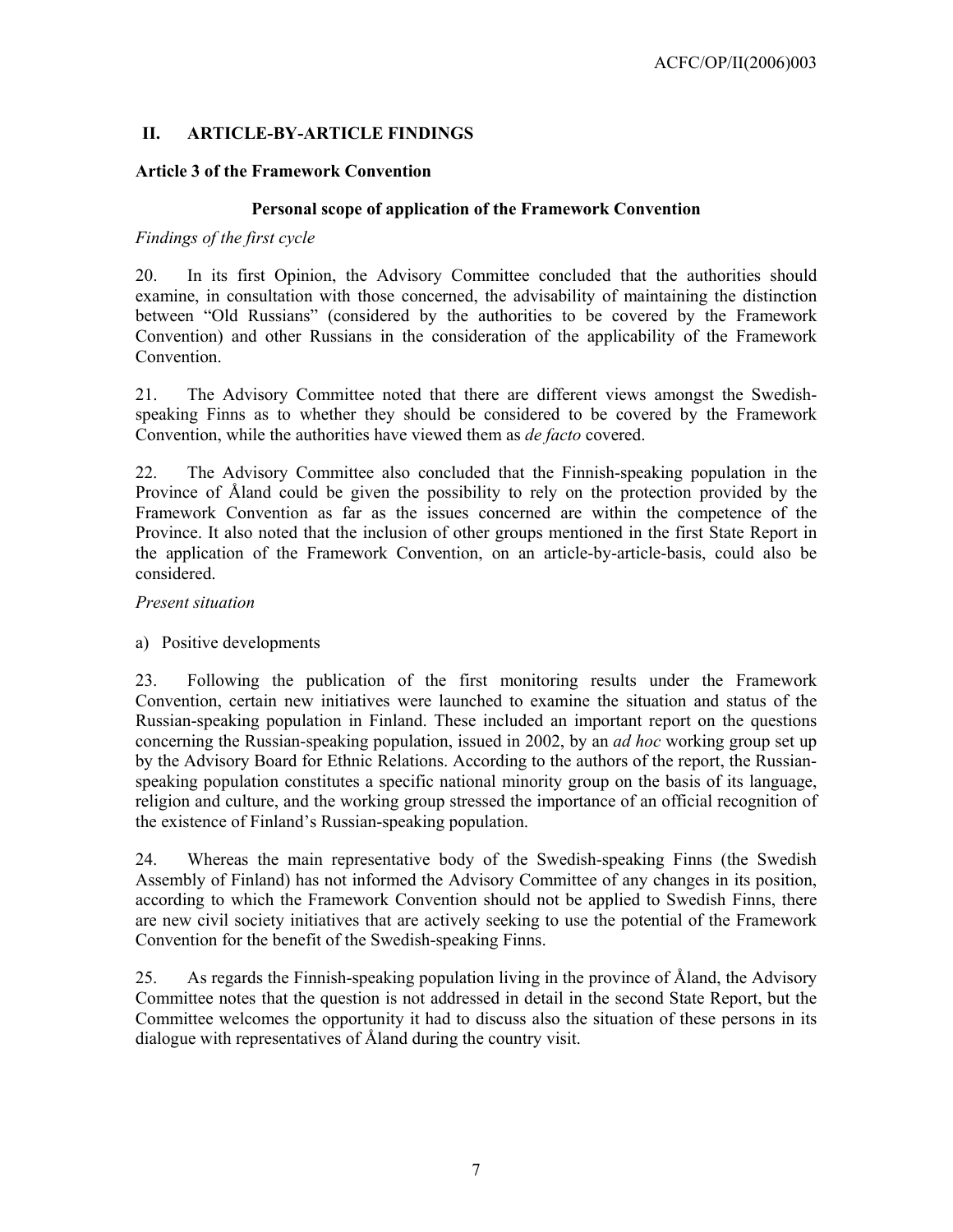## II. ARTICLE-BY-ARTICLE FINDINGS

### Article 3 of the Framework Convention

#### Personal scope of application of the Framework Convention

*Findings of the first cycle*

20. In its first Opinion, the Advisory Committee concluded that the authorities should examine, in consultation with those concerned, the advisability of maintaining the distinction between "Old Russians" (considered by the authorities to be covered by the Framework Convention) and other Russians in the consideration of the applicability of the Framework Convention.

21. The Advisory Committee noted that there are different views amongst the Swedish-speaking Finns as to whether they should be considered to be covered by the Framework Convention, while the authorities have viewed them as *de facto* covered.

22. The Advisory Committee also concluded that the Finnish-speaking population in the Province of Åland could be given the possibility to rely on the protection provided by the Framework Convention as far as the issues concerned are within the competence of the Province. It also noted that the inclusion of other groups mentioned in the first State Report in the application of the Framework Convention, on an article-by-article-basis, could also be considered.

*Present situation*

a) Positive developments

23. Following the publication of the first monitoring results under the Framework Convention, certain new initiatives were launched to examine the situation and status of the Russian-speaking population in Finland. These included an important report on the questions concerning the Russian-speaking population, issued in 2002, by an *ad hoc* working group set up by the Advisory Board for Ethnic Relations. According to the authors of the report, the Russian-speaking population constitutes a specific national minority group on the basis of its language, religion and culture, and the working group stressed the importance of an official recognition of the existence of Finland's Russian-speaking population.

24. Whereas the main representative body of the Swedish-speaking Finns (the Swedish Assembly of Finland) has not informed the Advisory Committee of any changes in its position, according to which the Framework Convention should not be applied to Swedish Finns, there are new civil society initiatives that are actively seeking to use the potential of the Framework Convention for the benefit of the Swedish-speaking Finns.

25. As regards the Finnish-speaking population living in the province of Åland, the Advisory Committee notes that the question is not addressed in detail in the second State Report, but the Committee welcomes the opportunity it had to discuss also the situation of these persons in its dialogue with representatives of Åland during the country visit.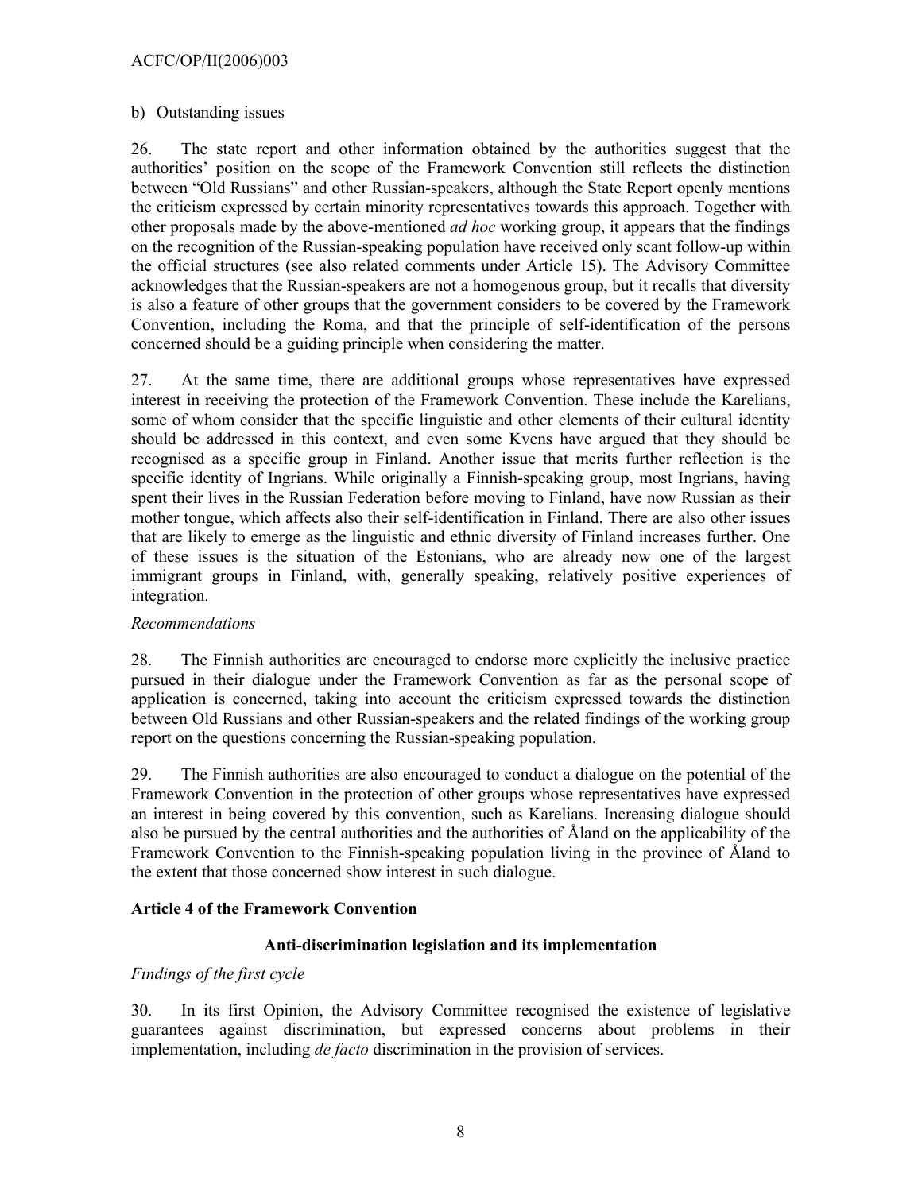b) Outstanding issues

26. The state report and other information obtained by the authorities suggest that the authorities' position on the scope of the Framework Convention still reflects the distinction between "Old Russians" and other Russian-speakers, although the State Report openly mentions the criticism expressed by certain minority representatives towards this approach. Together with other proposals made by the above-mentioned *ad hoc* working group, it appears that the findings on the recognition of the Russian-speaking population have received only scant follow-up within the official structures (see also related comments under Article 15). The Advisory Committee acknowledges that the Russian-speakers are not a homogenous group, but it recalls that diversity is also a feature of other groups that the government considers to be covered by the Framework Convention, including the Roma, and that the principle of self-identification of the persons concerned should be a guiding principle when considering the matter.

27. At the same time, there are additional groups whose representatives have expressed interest in receiving the protection of the Framework Convention. These include the Karelians, some of whom consider that the specific linguistic and other elements of their cultural identity should be addressed in this context, and even some Kvens have argued that they should be recognised as a specific group in Finland. Another issue that merits further reflection is the specific identity of Ingrians. While originally a Finnish-speaking group, most Ingrians, having spent their lives in the Russian Federation before moving to Finland, have now Russian as their mother tongue, which affects also their self-identification in Finland. There are also other issues that are likely to emerge as the linguistic and ethnic diversity of Finland increases further. One of these issues is the situation of the Estonians, who are already now one of the largest immigrant groups in Finland, with, generally speaking, relatively positive experiences of integration.

*Recommendations*

28. The Finnish authorities are encouraged to endorse more explicitly the inclusive practice pursued in their dialogue under the Framework Convention as far as the personal scope of application is concerned, taking into account the criticism expressed towards the distinction between Old Russians and other Russian-speakers and the related findings of the working group report on the questions concerning the Russian-speaking population.

29. The Finnish authorities are also encouraged to conduct a dialogue on the potential of the Framework Convention in the protection of other groups whose representatives have expressed an interest in being covered by this convention, such as Karelians. Increasing dialogue should also be pursued by the central authorities and the authorities of Åland on the applicability of the Framework Convention to the Finnish-speaking population living in the province of Åland to the extent that those concerned show interest in such dialogue.

**Article 4 of the Framework Convention**

**Anti-discrimination legislation and its implementation**

*Findings of the first cycle*

30. In its first Opinion, the Advisory Committee recognised the existence of legislative guarantees against discrimination, but expressed concerns about problems in their implementation, including *de facto* discrimination in the provision of services.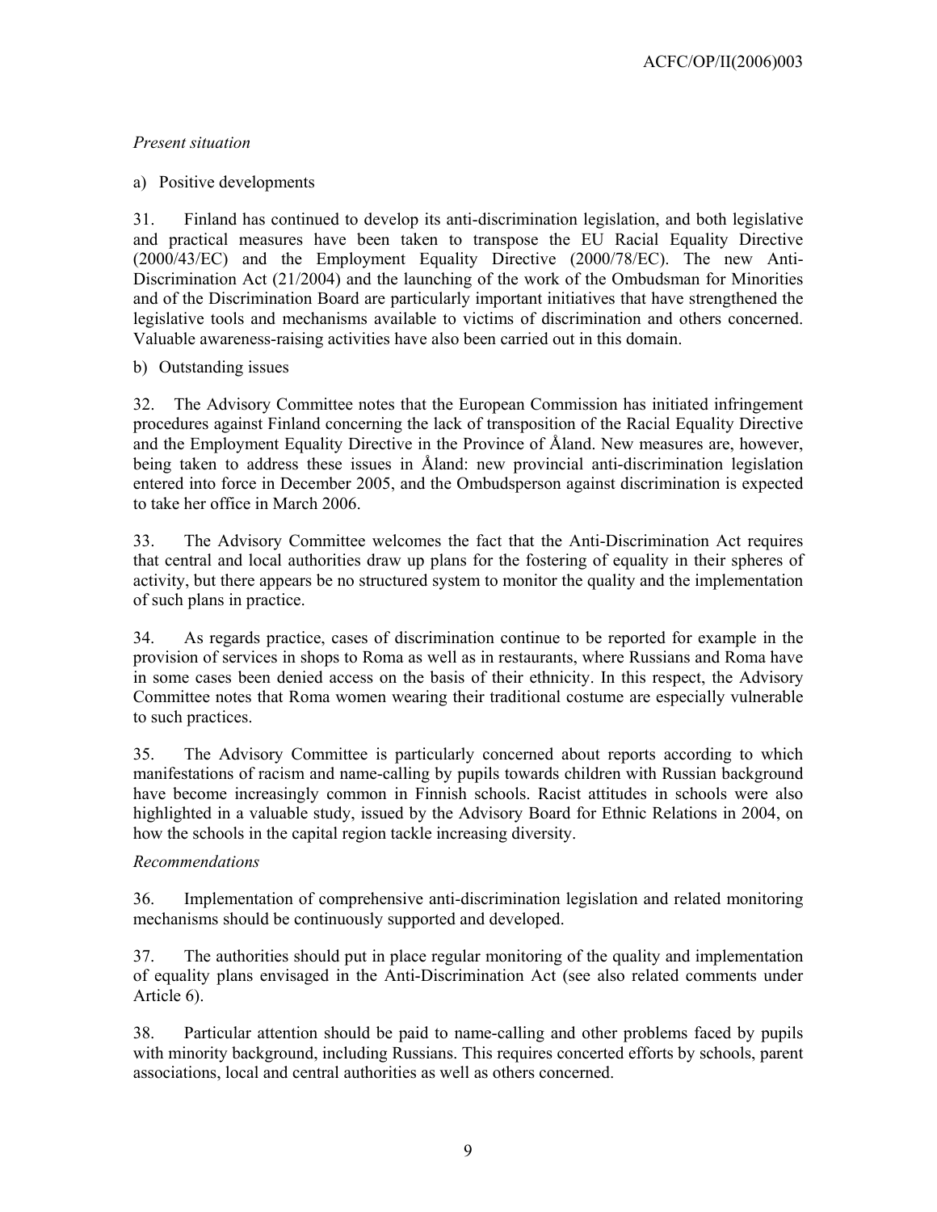*Present situation*

a) Positive developments

31. Finland has continued to develop its anti-discrimination legislation, and both legislative and practical measures have been taken to transpose the EU Racial Equality Directive (2000/43/EC) and the Employment Equality Directive (2000/78/EC). The new Anti-Discrimination Act (21/2004) and the launching of the work of the Ombudsman for Minorities and of the Discrimination Board are particularly important initiatives that have strengthened the legislative tools and mechanisms available to victims of discrimination and others concerned. Valuable awareness-raising activities have also been carried out in this domain.

b) Outstanding issues

32. The Advisory Committee notes that the European Commission has initiated infringement procedures against Finland concerning the lack of transposition of the Racial Equality Directive and the Employment Equality Directive in the Province of Åland. New measures are, however, being taken to address these issues in Åland: new provincial anti-discrimination legislation entered into force in December 2005, and the Ombudsperson against discrimination is expected to take her office in March 2006.

33. The Advisory Committee welcomes the fact that the Anti-Discrimination Act requires that central and local authorities draw up plans for the fostering of equality in their spheres of activity, but there appears be no structured system to monitor the quality and the implementation of such plans in practice.

34. As regards practice, cases of discrimination continue to be reported for example in the provision of services in shops to Roma as well as in restaurants, where Russians and Roma have in some cases been denied access on the basis of their ethnicity. In this respect, the Advisory Committee notes that Roma women wearing their traditional costume are especially vulnerable to such practices.

35. The Advisory Committee is particularly concerned about reports according to which manifestations of racism and name-calling by pupils towards children with Russian background have become increasingly common in Finnish schools. Racist attitudes in schools were also highlighted in a valuable study, issued by the Advisory Board for Ethnic Relations in 2004, on how the schools in the capital region tackle increasing diversity.

*Recommendations*

36. Implementation of comprehensive anti-discrimination legislation and related monitoring mechanisms should be continuously supported and developed.

37. The authorities should put in place regular monitoring of the quality and implementation of equality plans envisaged in the Anti-Discrimination Act (see also related comments under Article 6).

38. Particular attention should be paid to name-calling and other problems faced by pupils with minority background, including Russians. This requires concerted efforts by schools, parent associations, local and central authorities as well as others concerned.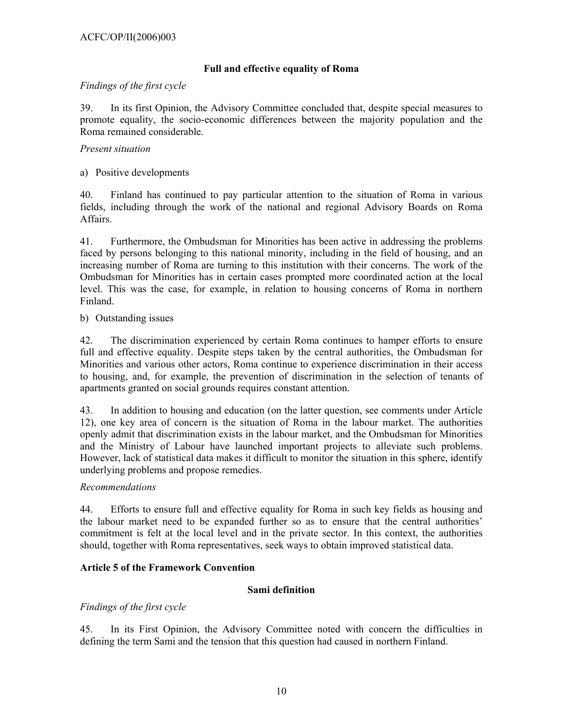### Full and effective equality of Roma

*Findings of the first cycle*

39. In its first Opinion, the Advisory Committee concluded that, despite special measures to promote equality, the socio-economic differences between the majority population and the Roma remained considerable.

*Present situation*

a) Positive developments

40. Finland has continued to pay particular attention to the situation of Roma in various fields, including through the work of the national and regional Advisory Boards on Roma Affairs.

41. Furthermore, the Ombudsman for Minorities has been active in addressing the problems faced by persons belonging to this national minority, including in the field of housing, and an increasing number of Roma are turning to this institution with their concerns. The work of the Ombudsman for Minorities has in certain cases prompted more coordinated action at the local level. This was the case, for example, in relation to housing concerns of Roma in northern Finland.

b) Outstanding issues

42. The discrimination experienced by certain Roma continues to hamper efforts to ensure full and effective equality. Despite steps taken by the central authorities, the Ombudsman for Minorities and various other actors, Roma continue to experience discrimination in their access to housing, and, for example, the prevention of discrimination in the selection of tenants of apartments granted on social grounds requires constant attention.

43. In addition to housing and education (on the latter question, see comments under Article 12), one key area of concern is the situation of Roma in the labour market. The authorities openly admit that discrimination exists in the labour market, and the Ombudsman for Minorities and the Ministry of Labour have launched important projects to alleviate such problems. However, lack of statistical data makes it difficult to monitor the situation in this sphere, identify underlying problems and propose remedies.

*Recommendations*

44. Efforts to ensure full and effective equality for Roma in such key fields as housing and the labour market need to be expanded further so as to ensure that the central authorities' commitment is felt at the local level and in the private sector. In this context, the authorities should, together with Roma representatives, seek ways to obtain improved statistical data.

## Article 5 of the Framework Convention

### Sami definition

*Findings of the first cycle*

45. In its First Opinion, the Advisory Committee noted with concern the difficulties in defining the term Sami and the tension that this question had caused in northern Finland.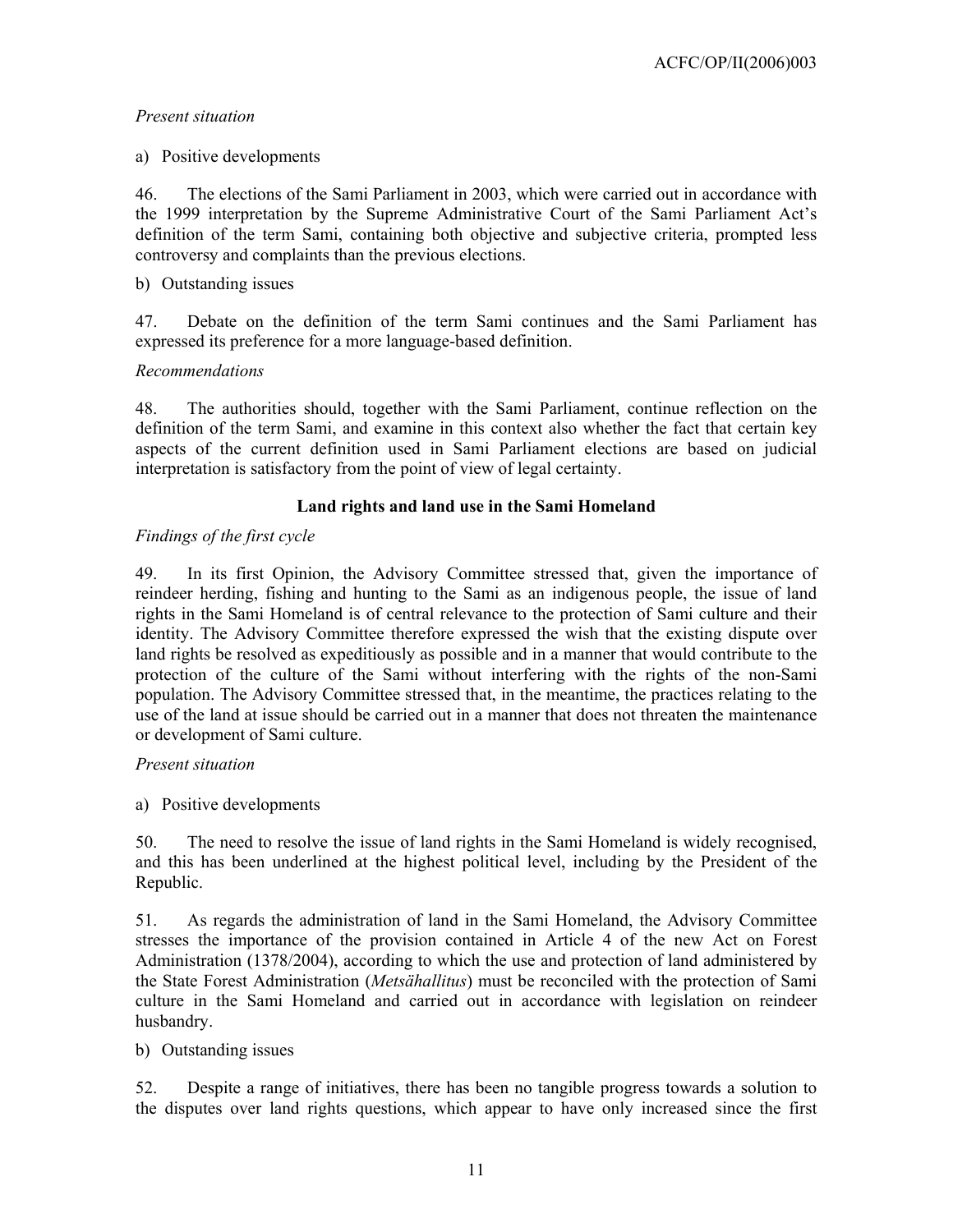*Present situation*

a) Positive developments

46. The elections of the Sami Parliament in 2003, which were carried out in accordance with the 1999 interpretation by the Supreme Administrative Court of the Sami Parliament Act's definition of the term Sami, containing both objective and subjective criteria, prompted less controversy and complaints than the previous elections.

b) Outstanding issues

47. Debate on the definition of the term Sami continues and the Sami Parliament has expressed its preference for a more language-based definition.

*Recommendations*

48. The authorities should, together with the Sami Parliament, continue reflection on the definition of the term Sami, and examine in this context also whether the fact that certain key aspects of the current definition used in Sami Parliament elections are based on judicial interpretation is satisfactory from the point of view of legal certainty.

**Land rights and land use in the Sami Homeland**

*Findings of the first cycle*

49. In its first Opinion, the Advisory Committee stressed that, given the importance of reindeer herding, fishing and hunting to the Sami as an indigenous people, the issue of land rights in the Sami Homeland is of central relevance to the protection of Sami culture and their identity. The Advisory Committee therefore expressed the wish that the existing dispute over land rights be resolved as expeditiously as possible and in a manner that would contribute to the protection of the culture of the Sami without interfering with the rights of the non-Sami population. The Advisory Committee stressed that, in the meantime, the practices relating to the use of the land at issue should be carried out in a manner that does not threaten the maintenance or development of Sami culture.

*Present situation*

a) Positive developments

50. The need to resolve the issue of land rights in the Sami Homeland is widely recognised, and this has been underlined at the highest political level, including by the President of the Republic.

51. As regards the administration of land in the Sami Homeland, the Advisory Committee stresses the importance of the provision contained in Article 4 of the new Act on Forest Administration (1378/2004), according to which the use and protection of land administered by the State Forest Administration (*Metsähallitus*) must be reconciled with the protection of Sami culture in the Sami Homeland and carried out in accordance with legislation on reindeer husbandry.

b) Outstanding issues

52. Despite a range of initiatives, there has been no tangible progress towards a solution to the disputes over land rights questions, which appear to have only increased since the first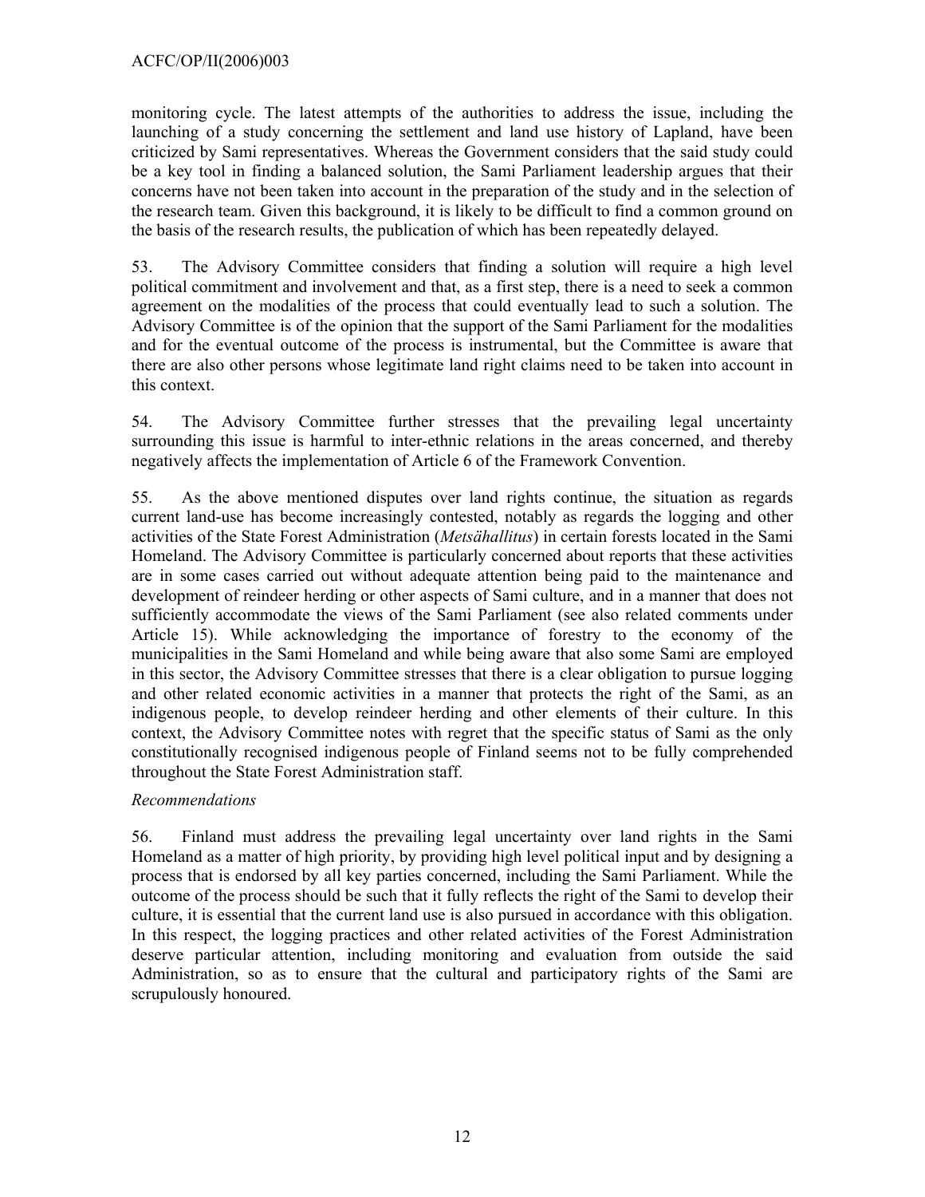monitoring cycle. The latest attempts of the authorities to address the issue, including the launching of a study concerning the settlement and land use history of Lapland, have been criticized by Sami representatives. Whereas the Government considers that the said study could be a key tool in finding a balanced solution, the Sami Parliament leadership argues that their concerns have not been taken into account in the preparation of the study and in the selection of the research team. Given this background, it is likely to be difficult to find a common ground on the basis of the research results, the publication of which has been repeatedly delayed.

53. The Advisory Committee considers that finding a solution will require a high level political commitment and involvement and that, as a first step, there is a need to seek a common agreement on the modalities of the process that could eventually lead to such a solution. The Advisory Committee is of the opinion that the support of the Sami Parliament for the modalities and for the eventual outcome of the process is instrumental, but the Committee is aware that there are also other persons whose legitimate land right claims need to be taken into account in this context.

54. The Advisory Committee further stresses that the prevailing legal uncertainty surrounding this issue is harmful to inter-ethnic relations in the areas concerned, and thereby negatively affects the implementation of Article 6 of the Framework Convention.

55. As the above mentioned disputes over land rights continue, the situation as regards current land-use has become increasingly contested, notably as regards the logging and other activities of the State Forest Administration (*Metsähallitus*) in certain forests located in the Sami Homeland. The Advisory Committee is particularly concerned about reports that these activities are in some cases carried out without adequate attention being paid to the maintenance and development of reindeer herding or other aspects of Sami culture, and in a manner that does not sufficiently accommodate the views of the Sami Parliament (see also related comments under Article 15). While acknowledging the importance of forestry to the economy of the municipalities in the Sami Homeland and while being aware that also some Sami are employed in this sector, the Advisory Committee stresses that there is a clear obligation to pursue logging and other related economic activities in a manner that protects the right of the Sami, as an indigenous people, to develop reindeer herding and other elements of their culture. In this context, the Advisory Committee notes with regret that the specific status of Sami as the only constitutionally recognised indigenous people of Finland seems not to be fully comprehended throughout the State Forest Administration staff.

*Recommendations*

56. Finland must address the prevailing legal uncertainty over land rights in the Sami Homeland as a matter of high priority, by providing high level political input and by designing a process that is endorsed by all key parties concerned, including the Sami Parliament. While the outcome of the process should be such that it fully reflects the right of the Sami to develop their culture, it is essential that the current land use is also pursued in accordance with this obligation. In this respect, the logging practices and other related activities of the Forest Administration deserve particular attention, including monitoring and evaluation from outside the said Administration, so as to ensure that the cultural and participatory rights of the Sami are scrupulously honoured.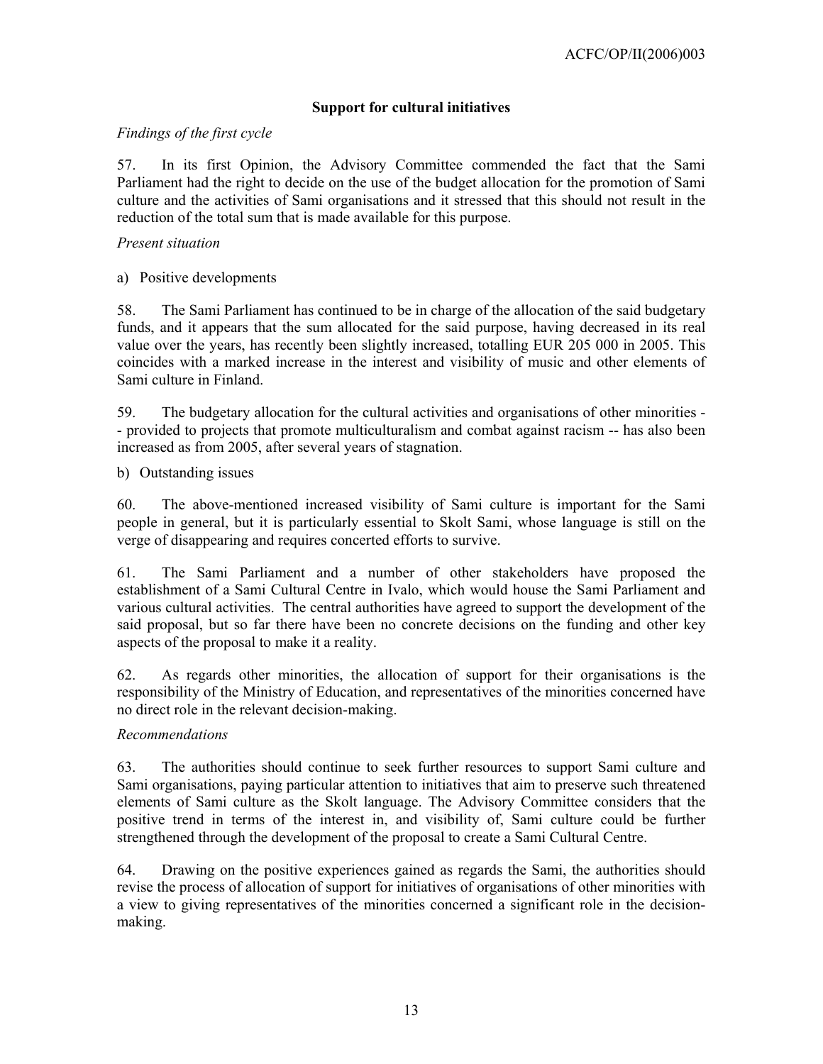### Support for cultural initiatives

*Findings of the first cycle*

57. In its first Opinion, the Advisory Committee commended the fact that the Sami Parliament had the right to decide on the use of the budget allocation for the promotion of Sami culture and the activities of Sami organisations and it stressed that this should not result in the reduction of the total sum that is made available for this purpose.

*Present situation*

a) Positive developments

58. The Sami Parliament has continued to be in charge of the allocation of the said budgetary funds, and it appears that the sum allocated for the said purpose, having decreased in its real value over the years, has recently been slightly increased, totalling EUR 205 000 in 2005. This coincides with a marked increase in the interest and visibility of music and other elements of Sami culture in Finland.

59. The budgetary allocation for the cultural activities and organisations of other minorities -- provided to projects that promote multiculturalism and combat against racism -- has also been increased as from 2005, after several years of stagnation.

b) Outstanding issues

60. The above-mentioned increased visibility of Sami culture is important for the Sami people in general, but it is particularly essential to Skolt Sami, whose language is still on the verge of disappearing and requires concerted efforts to survive.

61. The Sami Parliament and a number of other stakeholders have proposed the establishment of a Sami Cultural Centre in Ivalo, which would house the Sami Parliament and various cultural activities. The central authorities have agreed to support the development of the said proposal, but so far there have been no concrete decisions on the funding and other key aspects of the proposal to make it a reality.

62. As regards other minorities, the allocation of support for their organisations is the responsibility of the Ministry of Education, and representatives of the minorities concerned have no direct role in the relevant decision-making.

*Recommendations*

63. The authorities should continue to seek further resources to support Sami culture and Sami organisations, paying particular attention to initiatives that aim to preserve such threatened elements of Sami culture as the Skolt language. The Advisory Committee considers that the positive trend in terms of the interest in, and visibility of, Sami culture could be further strengthened through the development of the proposal to create a Sami Cultural Centre.

64. Drawing on the positive experiences gained as regards the Sami, the authorities should revise the process of allocation of support for initiatives of organisations of other minorities with a view to giving representatives of the minorities concerned a significant role in the decision-making.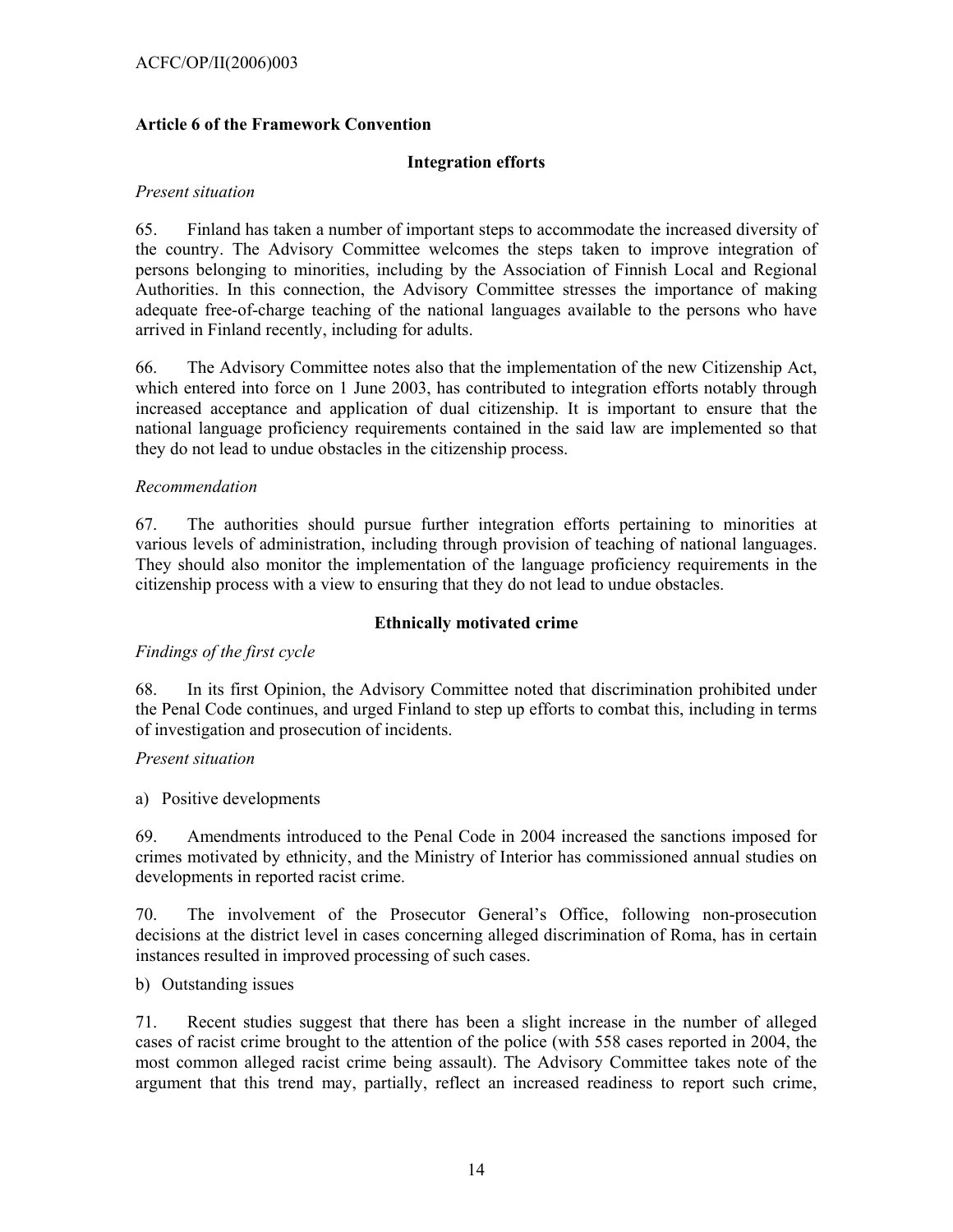### Article 6 of the Framework Convention

#### Integration efforts

*Present situation*

65. Finland has taken a number of important steps to accommodate the increased diversity of the country. The Advisory Committee welcomes the steps taken to improve integration of persons belonging to minorities, including by the Association of Finnish Local and Regional Authorities. In this connection, the Advisory Committee stresses the importance of making adequate free-of-charge teaching of the national languages available to the persons who have arrived in Finland recently, including for adults.

66. The Advisory Committee notes also that the implementation of the new Citizenship Act, which entered into force on 1 June 2003, has contributed to integration efforts notably through increased acceptance and application of dual citizenship. It is important to ensure that the national language proficiency requirements contained in the said law are implemented so that they do not lead to undue obstacles in the citizenship process.

*Recommendation*

67. The authorities should pursue further integration efforts pertaining to minorities at various levels of administration, including through provision of teaching of national languages. They should also monitor the implementation of the language proficiency requirements in the citizenship process with a view to ensuring that they do not lead to undue obstacles.

#### Ethnically motivated crime

*Findings of the first cycle*

68. In its first Opinion, the Advisory Committee noted that discrimination prohibited under the Penal Code continues, and urged Finland to step up efforts to combat this, including in terms of investigation and prosecution of incidents.

*Present situation*

a) Positive developments

69. Amendments introduced to the Penal Code in 2004 increased the sanctions imposed for crimes motivated by ethnicity, and the Ministry of Interior has commissioned annual studies on developments in reported racist crime.

70. The involvement of the Prosecutor General's Office, following non-prosecution decisions at the district level in cases concerning alleged discrimination of Roma, has in certain instances resulted in improved processing of such cases.

b) Outstanding issues

71. Recent studies suggest that there has been a slight increase in the number of alleged cases of racist crime brought to the attention of the police (with 558 cases reported in 2004, the most common alleged racist crime being assault). The Advisory Committee takes note of the argument that this trend may, partially, reflect an increased readiness to report such crime,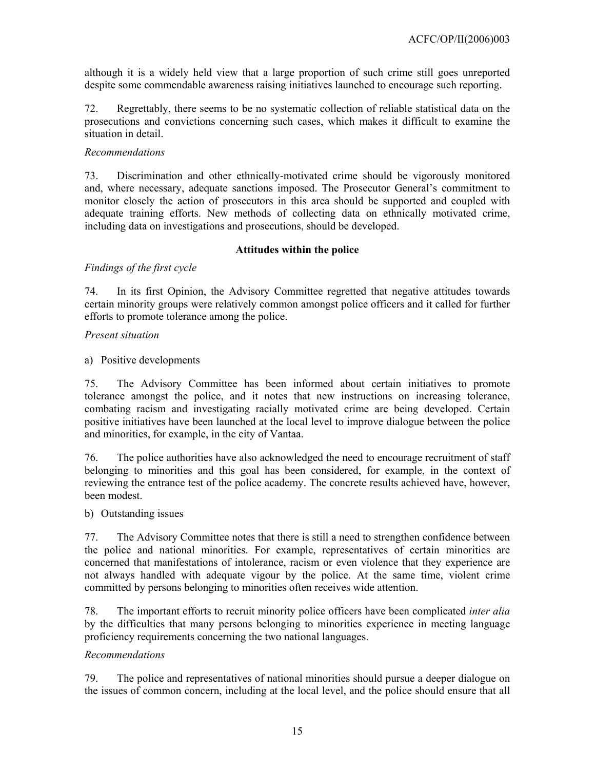although it is a widely held view that a large proportion of such crime still goes unreported despite some commendable awareness raising initiatives launched to encourage such reporting.

72. Regrettably, there seems to be no systematic collection of reliable statistical data on the prosecutions and convictions concerning such cases, which makes it difficult to examine the situation in detail.

*Recommendations*

73. Discrimination and other ethnically-motivated crime should be vigorously monitored and, where necessary, adequate sanctions imposed. The Prosecutor General's commitment to monitor closely the action of prosecutors in this area should be supported and coupled with adequate training efforts. New methods of collecting data on ethnically motivated crime, including data on investigations and prosecutions, should be developed.

**Attitudes within the police**

*Findings of the first cycle*

74. In its first Opinion, the Advisory Committee regretted that negative attitudes towards certain minority groups were relatively common amongst police officers and it called for further efforts to promote tolerance among the police.

*Present situation*

a) Positive developments

75. The Advisory Committee has been informed about certain initiatives to promote tolerance amongst the police, and it notes that new instructions on increasing tolerance, combating racism and investigating racially motivated crime are being developed. Certain positive initiatives have been launched at the local level to improve dialogue between the police and minorities, for example, in the city of Vantaa.

76. The police authorities have also acknowledged the need to encourage recruitment of staff belonging to minorities and this goal has been considered, for example, in the context of reviewing the entrance test of the police academy. The concrete results achieved have, however, been modest.

b) Outstanding issues

77. The Advisory Committee notes that there is still a need to strengthen confidence between the police and national minorities. For example, representatives of certain minorities are concerned that manifestations of intolerance, racism or even violence that they experience are not always handled with adequate vigour by the police. At the same time, violent crime committed by persons belonging to minorities often receives wide attention.

78. The important efforts to recruit minority police officers have been complicated *inter alia* by the difficulties that many persons belonging to minorities experience in meeting language proficiency requirements concerning the two national languages.

*Recommendations*

79. The police and representatives of national minorities should pursue a deeper dialogue on the issues of common concern, including at the local level, and the police should ensure that all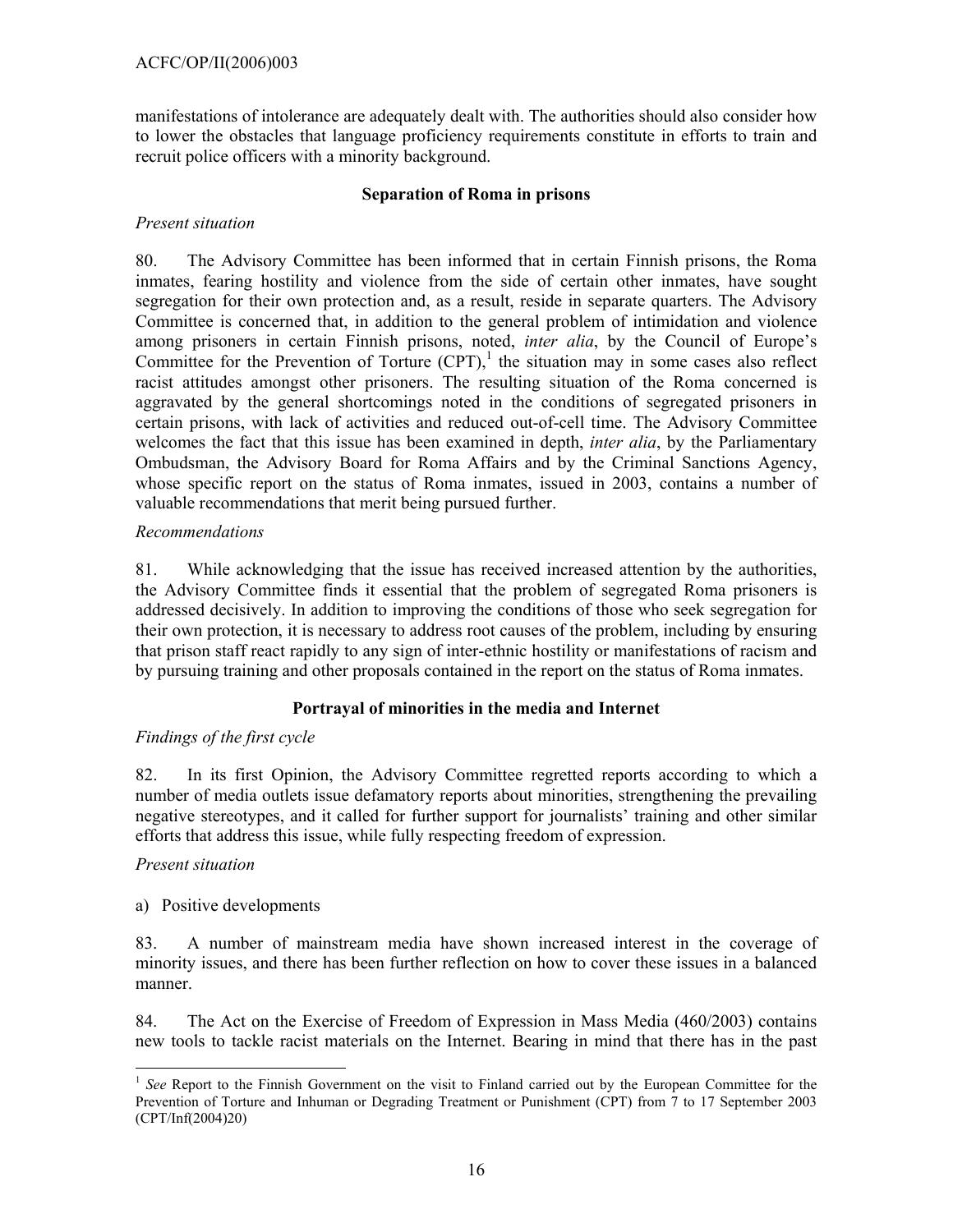manifestations of intolerance are adequately dealt with. The authorities should also consider how to lower the obstacles that language proficiency requirements constitute in efforts to train and recruit police officers with a minority background.

### Separation of Roma in prisons

*Present situation*

80. The Advisory Committee has been informed that in certain Finnish prisons, the Roma inmates, fearing hostility and violence from the side of certain other inmates, have sought segregation for their own protection and, as a result, reside in separate quarters. The Advisory Committee is concerned that, in addition to the general problem of intimidation and violence among prisoners in certain Finnish prisons, noted, *inter alia*, by the Council of Europe's Committee for the Prevention of Torture (CPT),[1] the situation may in some cases also reflect racist attitudes amongst other prisoners. The resulting situation of the Roma concerned is aggravated by the general shortcomings noted in the conditions of segregated prisoners in certain prisons, with lack of activities and reduced out-of-cell time. The Advisory Committee welcomes the fact that this issue has been examined in depth, *inter alia*, by the Parliamentary Ombudsman, the Advisory Board for Roma Affairs and by the Criminal Sanctions Agency, whose specific report on the status of Roma inmates, issued in 2003, contains a number of valuable recommendations that merit being pursued further.

*Recommendations*

81. While acknowledging that the issue has received increased attention by the authorities, the Advisory Committee finds it essential that the problem of segregated Roma prisoners is addressed decisively. In addition to improving the conditions of those who seek segregation for their own protection, it is necessary to address root causes of the problem, including by ensuring that prison staff react rapidly to any sign of inter-ethnic hostility or manifestations of racism and by pursuing training and other proposals contained in the report on the status of Roma inmates.

### Portrayal of minorities in the media and Internet

*Findings of the first cycle*

82. In its first Opinion, the Advisory Committee regretted reports according to which a number of media outlets issue defamatory reports about minorities, strengthening the prevailing negative stereotypes, and it called for further support for journalists' training and other similar efforts that address this issue, while fully respecting freedom of expression.

*Present situation*

a) Positive developments

83. A number of mainstream media have shown increased interest in the coverage of minority issues, and there has been further reflection on how to cover these issues in a balanced manner.

84. The Act on the Exercise of Freedom of Expression in Mass Media (460/2003) contains new tools to tackle racist materials on the Internet. Bearing in mind that there has in the past

---

[1] *See* Report to the Finnish Government on the visit to Finland carried out by the European Committee for the Prevention of Torture and Inhuman or Degrading Treatment or Punishment (CPT) from 7 to 17 September 2003 (CPT/Inf(2004)20)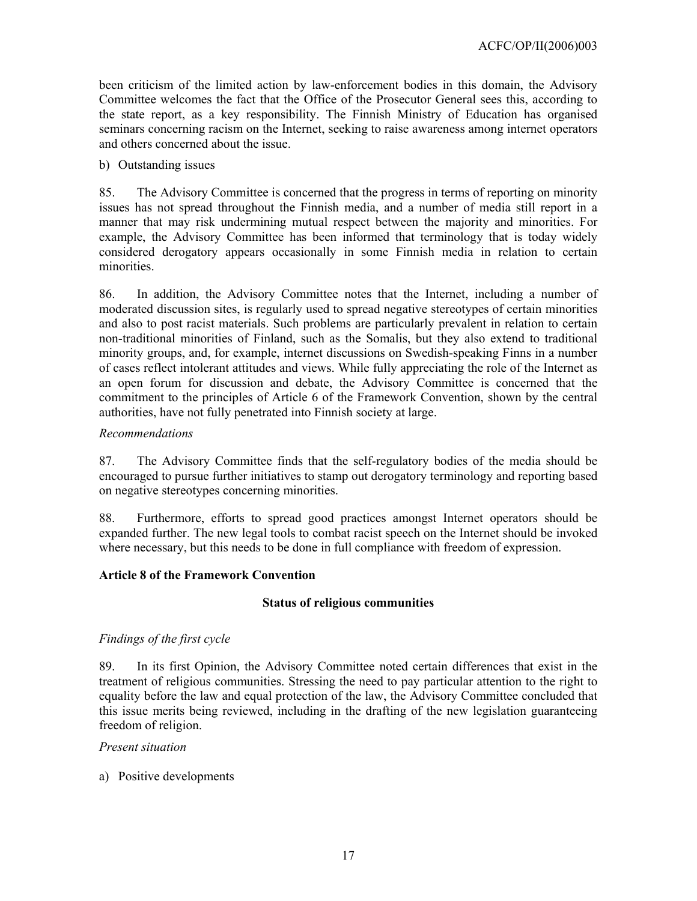been criticism of the limited action by law-enforcement bodies in this domain, the Advisory Committee welcomes the fact that the Office of the Prosecutor General sees this, according to the state report, as a key responsibility. The Finnish Ministry of Education has organised seminars concerning racism on the Internet, seeking to raise awareness among internet operators and others concerned about the issue.

b) Outstanding issues

85. The Advisory Committee is concerned that the progress in terms of reporting on minority issues has not spread throughout the Finnish media, and a number of media still report in a manner that may risk undermining mutual respect between the majority and minorities. For example, the Advisory Committee has been informed that terminology that is today widely considered derogatory appears occasionally in some Finnish media in relation to certain minorities.

86. In addition, the Advisory Committee notes that the Internet, including a number of moderated discussion sites, is regularly used to spread negative stereotypes of certain minorities and also to post racist materials. Such problems are particularly prevalent in relation to certain non-traditional minorities of Finland, such as the Somalis, but they also extend to traditional minority groups, and, for example, internet discussions on Swedish-speaking Finns in a number of cases reflect intolerant attitudes and views. While fully appreciating the role of the Internet as an open forum for discussion and debate, the Advisory Committee is concerned that the commitment to the principles of Article 6 of the Framework Convention, shown by the central authorities, have not fully penetrated into Finnish society at large.

*Recommendations*

87. The Advisory Committee finds that the self-regulatory bodies of the media should be encouraged to pursue further initiatives to stamp out derogatory terminology and reporting based on negative stereotypes concerning minorities.

88. Furthermore, efforts to spread good practices amongst Internet operators should be expanded further. The new legal tools to combat racist speech on the Internet should be invoked where necessary, but this needs to be done in full compliance with freedom of expression.

**Article 8 of the Framework Convention**

**Status of religious communities**

*Findings of the first cycle*

89. In its first Opinion, the Advisory Committee noted certain differences that exist in the treatment of religious communities. Stressing the need to pay particular attention to the right to equality before the law and equal protection of the law, the Advisory Committee concluded that this issue merits being reviewed, including in the drafting of the new legislation guaranteeing freedom of religion.

*Present situation*

a) Positive developments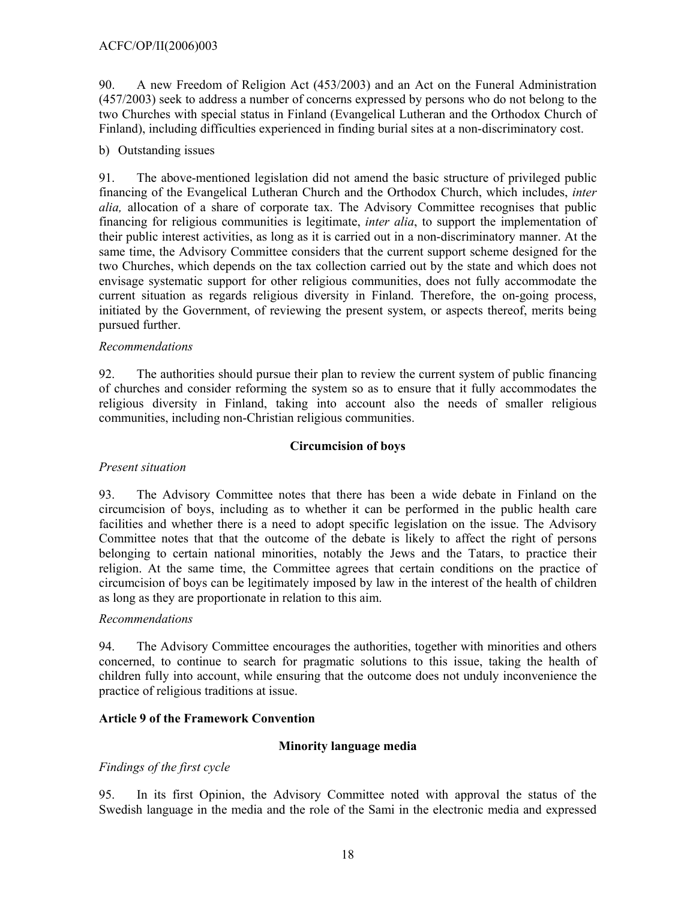90. A new Freedom of Religion Act (453/2003) and an Act on the Funeral Administration (457/2003) seek to address a number of concerns expressed by persons who do not belong to the two Churches with special status in Finland (Evangelical Lutheran and the Orthodox Church of Finland), including difficulties experienced in finding burial sites at a non-discriminatory cost.

b) Outstanding issues

91. The above-mentioned legislation did not amend the basic structure of privileged public financing of the Evangelical Lutheran Church and the Orthodox Church, which includes, *inter alia,* allocation of a share of corporate tax. The Advisory Committee recognises that public financing for religious communities is legitimate, *inter alia*, to support the implementation of their public interest activities, as long as it is carried out in a non-discriminatory manner. At the same time, the Advisory Committee considers that the current support scheme designed for the two Churches, which depends on the tax collection carried out by the state and which does not envisage systematic support for other religious communities, does not fully accommodate the current situation as regards religious diversity in Finland. Therefore, the on-going process, initiated by the Government, of reviewing the present system, or aspects thereof, merits being pursued further.

*Recommendations*

92. The authorities should pursue their plan to review the current system of public financing of churches and consider reforming the system so as to ensure that it fully accommodates the religious diversity in Finland, taking into account also the needs of smaller religious communities, including non-Christian religious communities.

**Circumcision of boys**

*Present situation*

93. The Advisory Committee notes that there has been a wide debate in Finland on the circumcision of boys, including as to whether it can be performed in the public health care facilities and whether there is a need to adopt specific legislation on the issue. The Advisory Committee notes that that the outcome of the debate is likely to affect the right of persons belonging to certain national minorities, notably the Jews and the Tatars, to practice their religion. At the same time, the Committee agrees that certain conditions on the practice of circumcision of boys can be legitimately imposed by law in the interest of the health of children as long as they are proportionate in relation to this aim.

*Recommendations*

94. The Advisory Committee encourages the authorities, together with minorities and others concerned, to continue to search for pragmatic solutions to this issue, taking the health of children fully into account, while ensuring that the outcome does not unduly inconvenience the practice of religious traditions at issue.

**Article 9 of the Framework Convention**

**Minority language media**

*Findings of the first cycle*

95. In its first Opinion, the Advisory Committee noted with approval the status of the Swedish language in the media and the role of the Sami in the electronic media and expressed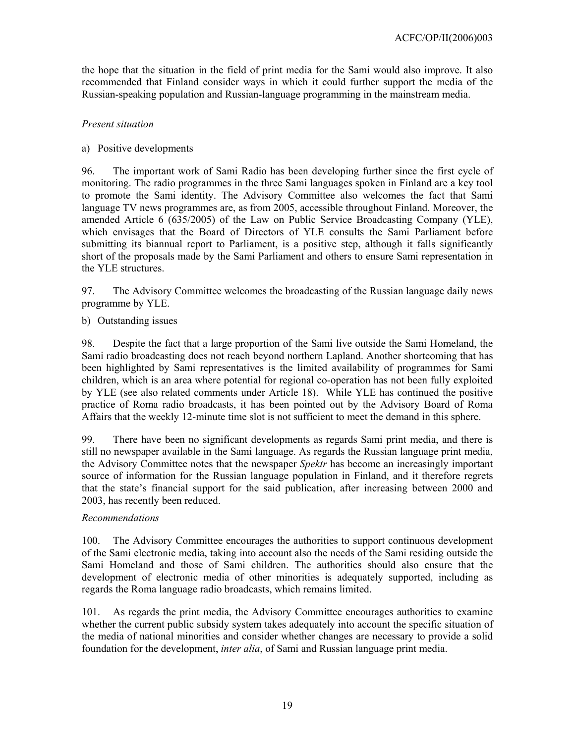the hope that the situation in the field of print media for the Sami would also improve. It also recommended that Finland consider ways in which it could further support the media of the Russian-speaking population and Russian-language programming in the mainstream media.

*Present situation*

a) Positive developments

96. The important work of Sami Radio has been developing further since the first cycle of monitoring. The radio programmes in the three Sami languages spoken in Finland are a key tool to promote the Sami identity. The Advisory Committee also welcomes the fact that Sami language TV news programmes are, as from 2005, accessible throughout Finland. Moreover, the amended Article 6 (635/2005) of the Law on Public Service Broadcasting Company (YLE), which envisages that the Board of Directors of YLE consults the Sami Parliament before submitting its biannual report to Parliament, is a positive step, although it falls significantly short of the proposals made by the Sami Parliament and others to ensure Sami representation in the YLE structures.

97. The Advisory Committee welcomes the broadcasting of the Russian language daily news programme by YLE.

b) Outstanding issues

98. Despite the fact that a large proportion of the Sami live outside the Sami Homeland, the Sami radio broadcasting does not reach beyond northern Lapland. Another shortcoming that has been highlighted by Sami representatives is the limited availability of programmes for Sami children, which is an area where potential for regional co-operation has not been fully exploited by YLE (see also related comments under Article 18). While YLE has continued the positive practice of Roma radio broadcasts, it has been pointed out by the Advisory Board of Roma Affairs that the weekly 12-minute time slot is not sufficient to meet the demand in this sphere.

99. There have been no significant developments as regards Sami print media, and there is still no newspaper available in the Sami language. As regards the Russian language print media, the Advisory Committee notes that the newspaper *Spektr* has become an increasingly important source of information for the Russian language population in Finland, and it therefore regrets that the state's financial support for the said publication, after increasing between 2000 and 2003, has recently been reduced.

*Recommendations*

100. The Advisory Committee encourages the authorities to support continuous development of the Sami electronic media, taking into account also the needs of the Sami residing outside the Sami Homeland and those of Sami children. The authorities should also ensure that the development of electronic media of other minorities is adequately supported, including as regards the Roma language radio broadcasts, which remains limited.

101. As regards the print media, the Advisory Committee encourages authorities to examine whether the current public subsidy system takes adequately into account the specific situation of the media of national minorities and consider whether changes are necessary to provide a solid foundation for the development, *inter alia*, of Sami and Russian language print media.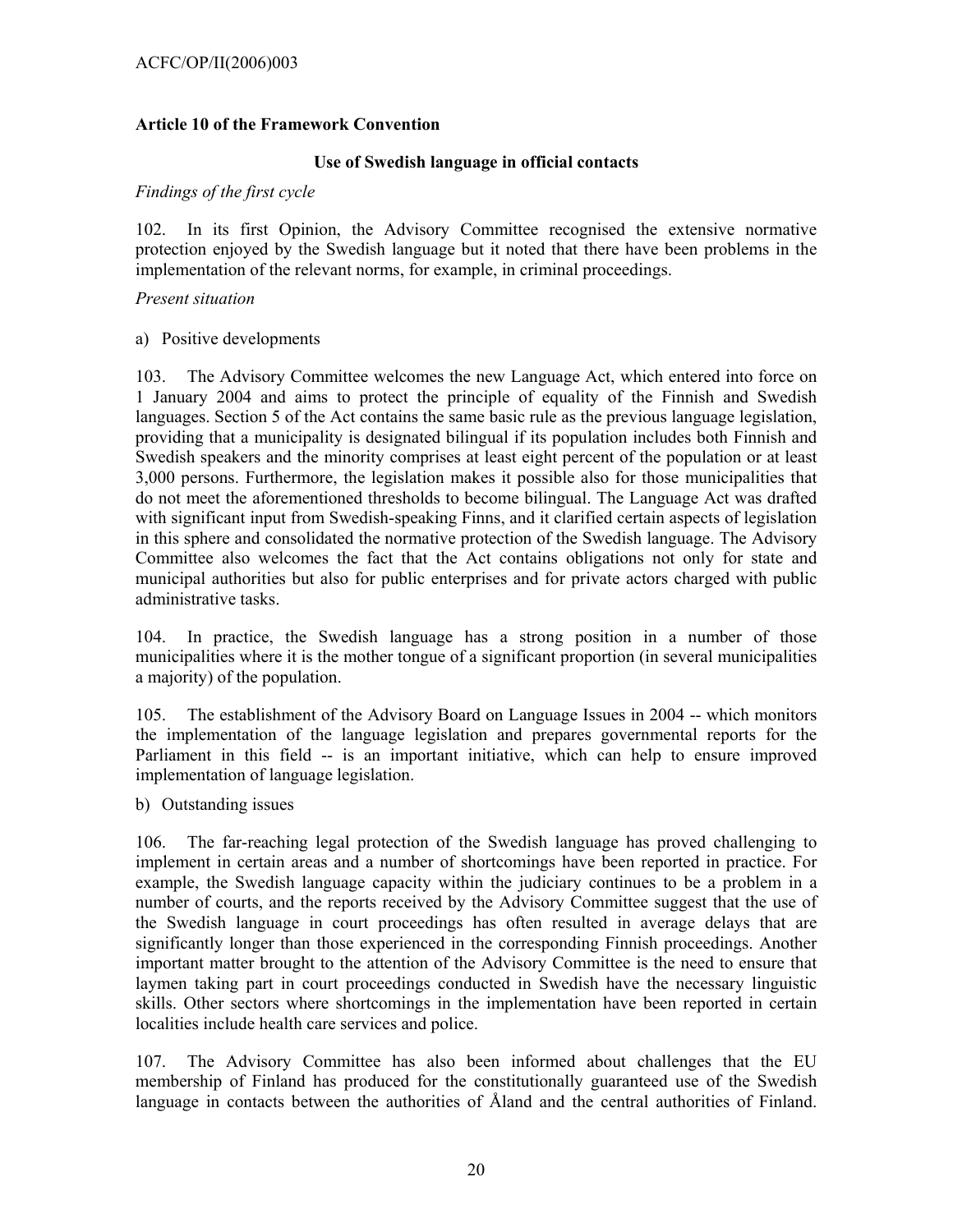### Article 10 of the Framework Convention

**Use of Swedish language in official contacts**

*Findings of the first cycle*

102. In its first Opinion, the Advisory Committee recognised the extensive normative protection enjoyed by the Swedish language but it noted that there have been problems in the implementation of the relevant norms, for example, in criminal proceedings.

*Present situation*

a) Positive developments

103. The Advisory Committee welcomes the new Language Act, which entered into force on 1 January 2004 and aims to protect the principle of equality of the Finnish and Swedish languages. Section 5 of the Act contains the same basic rule as the previous language legislation, providing that a municipality is designated bilingual if its population includes both Finnish and Swedish speakers and the minority comprises at least eight percent of the population or at least 3,000 persons. Furthermore, the legislation makes it possible also for those municipalities that do not meet the aforementioned thresholds to become bilingual. The Language Act was drafted with significant input from Swedish-speaking Finns, and it clarified certain aspects of legislation in this sphere and consolidated the normative protection of the Swedish language. The Advisory Committee also welcomes the fact that the Act contains obligations not only for state and municipal authorities but also for public enterprises and for private actors charged with public administrative tasks.

104. In practice, the Swedish language has a strong position in a number of those municipalities where it is the mother tongue of a significant proportion (in several municipalities a majority) of the population.

105. The establishment of the Advisory Board on Language Issues in 2004 -- which monitors the implementation of the language legislation and prepares governmental reports for the Parliament in this field -- is an important initiative, which can help to ensure improved implementation of language legislation.

b) Outstanding issues

106. The far-reaching legal protection of the Swedish language has proved challenging to implement in certain areas and a number of shortcomings have been reported in practice. For example, the Swedish language capacity within the judiciary continues to be a problem in a number of courts, and the reports received by the Advisory Committee suggest that the use of the Swedish language in court proceedings has often resulted in average delays that are significantly longer than those experienced in the corresponding Finnish proceedings. Another important matter brought to the attention of the Advisory Committee is the need to ensure that laymen taking part in court proceedings conducted in Swedish have the necessary linguistic skills. Other sectors where shortcomings in the implementation have been reported in certain localities include health care services and police.

107. The Advisory Committee has also been informed about challenges that the EU membership of Finland has produced for the constitutionally guaranteed use of the Swedish language in contacts between the authorities of Åland and the central authorities of Finland.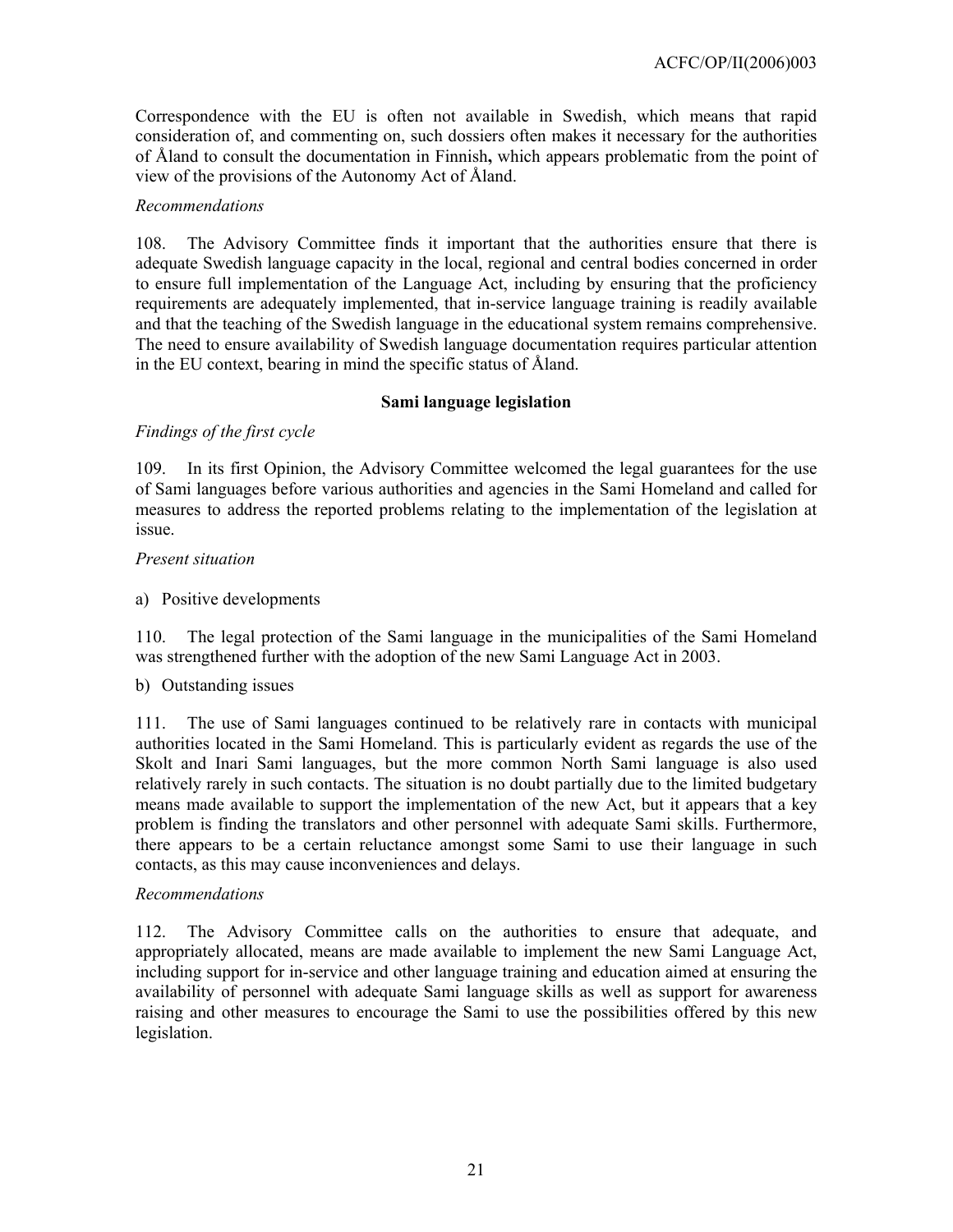Correspondence with the EU is often not available in Swedish, which means that rapid consideration of, and commenting on, such dossiers often makes it necessary for the authorities of Åland to consult the documentation in Finnish**,** which appears problematic from the point of view of the provisions of the Autonomy Act of Åland.

*Recommendations*

108. The Advisory Committee finds it important that the authorities ensure that there is adequate Swedish language capacity in the local, regional and central bodies concerned in order to ensure full implementation of the Language Act, including by ensuring that the proficiency requirements are adequately implemented, that in-service language training is readily available and that the teaching of the Swedish language in the educational system remains comprehensive. The need to ensure availability of Swedish language documentation requires particular attention in the EU context, bearing in mind the specific status of Åland.

**Sami language legislation**

*Findings of the first cycle*

109. In its first Opinion, the Advisory Committee welcomed the legal guarantees for the use of Sami languages before various authorities and agencies in the Sami Homeland and called for measures to address the reported problems relating to the implementation of the legislation at issue.

*Present situation*

a) Positive developments

110. The legal protection of the Sami language in the municipalities of the Sami Homeland was strengthened further with the adoption of the new Sami Language Act in 2003.

b) Outstanding issues

111. The use of Sami languages continued to be relatively rare in contacts with municipal authorities located in the Sami Homeland. This is particularly evident as regards the use of the Skolt and Inari Sami languages, but the more common North Sami language is also used relatively rarely in such contacts. The situation is no doubt partially due to the limited budgetary means made available to support the implementation of the new Act, but it appears that a key problem is finding the translators and other personnel with adequate Sami skills. Furthermore, there appears to be a certain reluctance amongst some Sami to use their language in such contacts, as this may cause inconveniences and delays.

*Recommendations*

112. The Advisory Committee calls on the authorities to ensure that adequate, and appropriately allocated, means are made available to implement the new Sami Language Act, including support for in-service and other language training and education aimed at ensuring the availability of personnel with adequate Sami language skills as well as support for awareness raising and other measures to encourage the Sami to use the possibilities offered by this new legislation.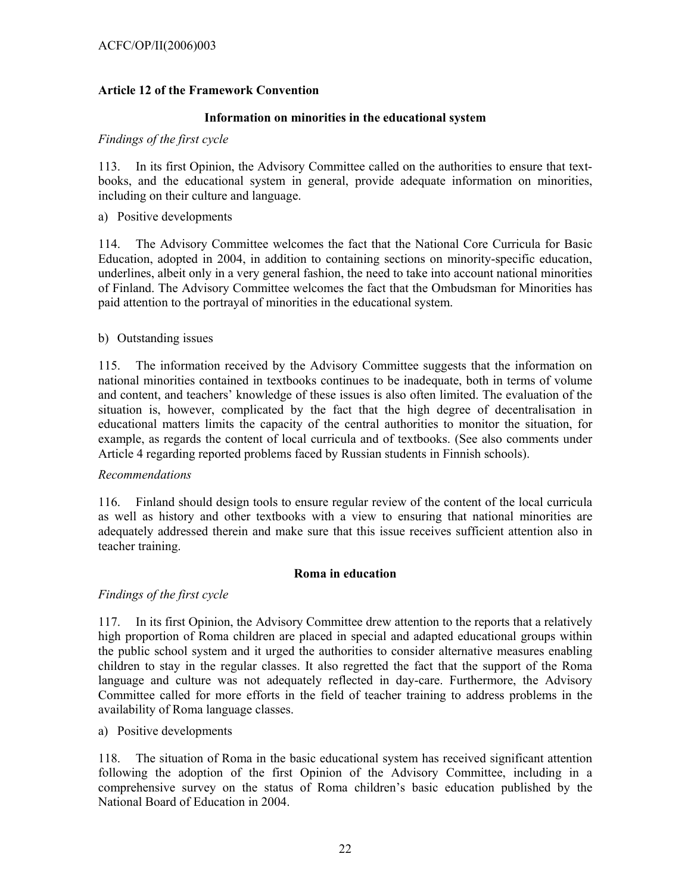### Article 12 of the Framework Convention

#### Information on minorities in the educational system

*Findings of the first cycle*

113. In its first Opinion, the Advisory Committee called on the authorities to ensure that text-books, and the educational system in general, provide adequate information on minorities, including on their culture and language.

a) Positive developments

114. The Advisory Committee welcomes the fact that the National Core Curricula for Basic Education, adopted in 2004, in addition to containing sections on minority-specific education, underlines, albeit only in a very general fashion, the need to take into account national minorities of Finland. The Advisory Committee welcomes the fact that the Ombudsman for Minorities has paid attention to the portrayal of minorities in the educational system.

b) Outstanding issues

115. The information received by the Advisory Committee suggests that the information on national minorities contained in textbooks continues to be inadequate, both in terms of volume and content, and teachers' knowledge of these issues is also often limited. The evaluation of the situation is, however, complicated by the fact that the high degree of decentralisation in educational matters limits the capacity of the central authorities to monitor the situation, for example, as regards the content of local curricula and of textbooks. (See also comments under Article 4 regarding reported problems faced by Russian students in Finnish schools).

*Recommendations*

116. Finland should design tools to ensure regular review of the content of the local curricula as well as history and other textbooks with a view to ensuring that national minorities are adequately addressed therein and make sure that this issue receives sufficient attention also in teacher training.

#### Roma in education

*Findings of the first cycle*

117. In its first Opinion, the Advisory Committee drew attention to the reports that a relatively high proportion of Roma children are placed in special and adapted educational groups within the public school system and it urged the authorities to consider alternative measures enabling children to stay in the regular classes. It also regretted the fact that the support of the Roma language and culture was not adequately reflected in day-care. Furthermore, the Advisory Committee called for more efforts in the field of teacher training to address problems in the availability of Roma language classes.

a) Positive developments

118. The situation of Roma in the basic educational system has received significant attention following the adoption of the first Opinion of the Advisory Committee, including in a comprehensive survey on the status of Roma children's basic education published by the National Board of Education in 2004.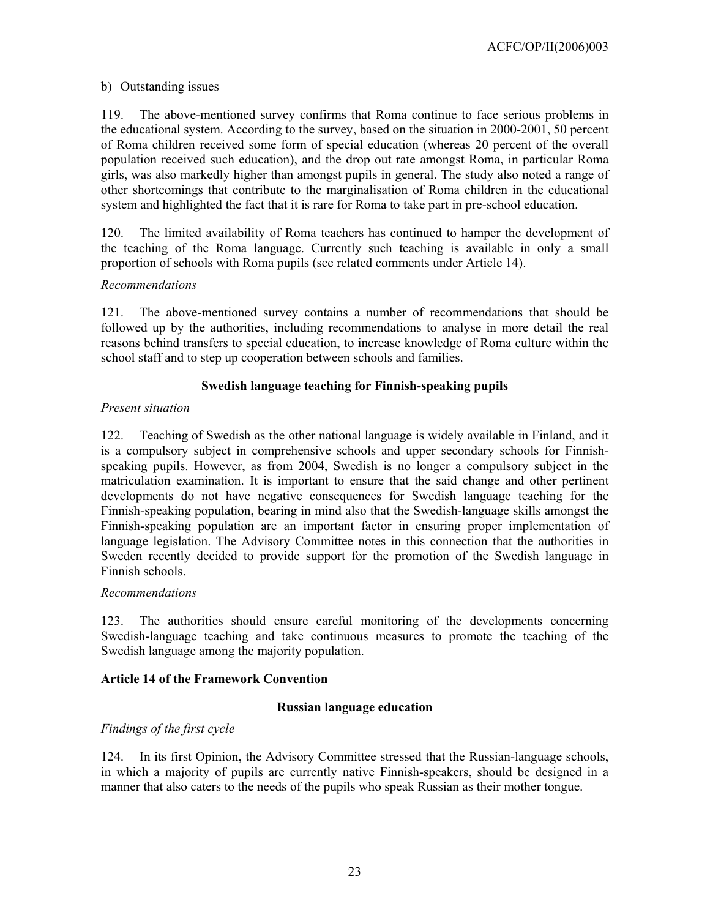b) Outstanding issues

119. The above-mentioned survey confirms that Roma continue to face serious problems in the educational system. According to the survey, based on the situation in 2000-2001, 50 percent of Roma children received some form of special education (whereas 20 percent of the overall population received such education), and the drop out rate amongst Roma, in particular Roma girls, was also markedly higher than amongst pupils in general. The study also noted a range of other shortcomings that contribute to the marginalisation of Roma children in the educational system and highlighted the fact that it is rare for Roma to take part in pre-school education.

120. The limited availability of Roma teachers has continued to hamper the development of the teaching of the Roma language. Currently such teaching is available in only a small proportion of schools with Roma pupils (see related comments under Article 14).

*Recommendations*

121. The above-mentioned survey contains a number of recommendations that should be followed up by the authorities, including recommendations to analyse in more detail the real reasons behind transfers to special education, to increase knowledge of Roma culture within the school staff and to step up cooperation between schools and families.

**Swedish language teaching for Finnish-speaking pupils**

*Present situation*

122. Teaching of Swedish as the other national language is widely available in Finland, and it is a compulsory subject in comprehensive schools and upper secondary schools for Finnish-speaking pupils. However, as from 2004, Swedish is no longer a compulsory subject in the matriculation examination. It is important to ensure that the said change and other pertinent developments do not have negative consequences for Swedish language teaching for the Finnish-speaking population, bearing in mind also that the Swedish-language skills amongst the Finnish-speaking population are an important factor in ensuring proper implementation of language legislation. The Advisory Committee notes in this connection that the authorities in Sweden recently decided to provide support for the promotion of the Swedish language in Finnish schools.

*Recommendations*

123. The authorities should ensure careful monitoring of the developments concerning Swedish-language teaching and take continuous measures to promote the teaching of the Swedish language among the majority population.

**Article 14 of the Framework Convention**

**Russian language education**

*Findings of the first cycle*

124. In its first Opinion, the Advisory Committee stressed that the Russian-language schools, in which a majority of pupils are currently native Finnish-speakers, should be designed in a manner that also caters to the needs of the pupils who speak Russian as their mother tongue.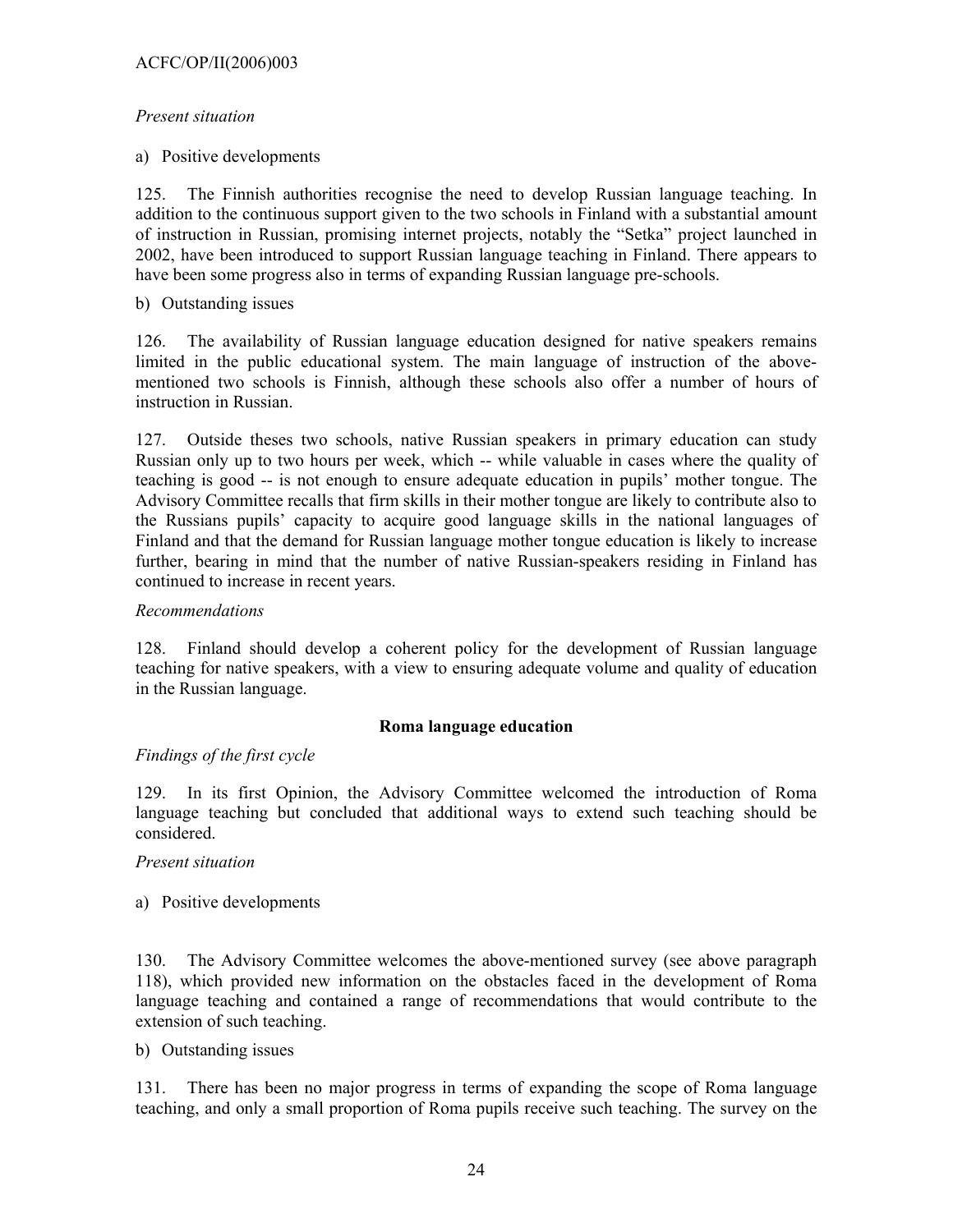*Present situation*

a) Positive developments

125. The Finnish authorities recognise the need to develop Russian language teaching. In addition to the continuous support given to the two schools in Finland with a substantial amount of instruction in Russian, promising internet projects, notably the "Setka" project launched in 2002, have been introduced to support Russian language teaching in Finland. There appears to have been some progress also in terms of expanding Russian language pre-schools.

b) Outstanding issues

126. The availability of Russian language education designed for native speakers remains limited in the public educational system. The main language of instruction of the above-mentioned two schools is Finnish, although these schools also offer a number of hours of instruction in Russian.

127. Outside theses two schools, native Russian speakers in primary education can study Russian only up to two hours per week, which -- while valuable in cases where the quality of teaching is good -- is not enough to ensure adequate education in pupils' mother tongue. The Advisory Committee recalls that firm skills in their mother tongue are likely to contribute also to the Russians pupils' capacity to acquire good language skills in the national languages of Finland and that the demand for Russian language mother tongue education is likely to increase further, bearing in mind that the number of native Russian-speakers residing in Finland has continued to increase in recent years.

*Recommendations*

128. Finland should develop a coherent policy for the development of Russian language teaching for native speakers, with a view to ensuring adequate volume and quality of education in the Russian language.

**Roma language education**

*Findings of the first cycle*

129. In its first Opinion, the Advisory Committee welcomed the introduction of Roma language teaching but concluded that additional ways to extend such teaching should be considered.

*Present situation*

a) Positive developments

130. The Advisory Committee welcomes the above-mentioned survey (see above paragraph 118), which provided new information on the obstacles faced in the development of Roma language teaching and contained a range of recommendations that would contribute to the extension of such teaching.

b) Outstanding issues

131. There has been no major progress in terms of expanding the scope of Roma language teaching, and only a small proportion of Roma pupils receive such teaching. The survey on the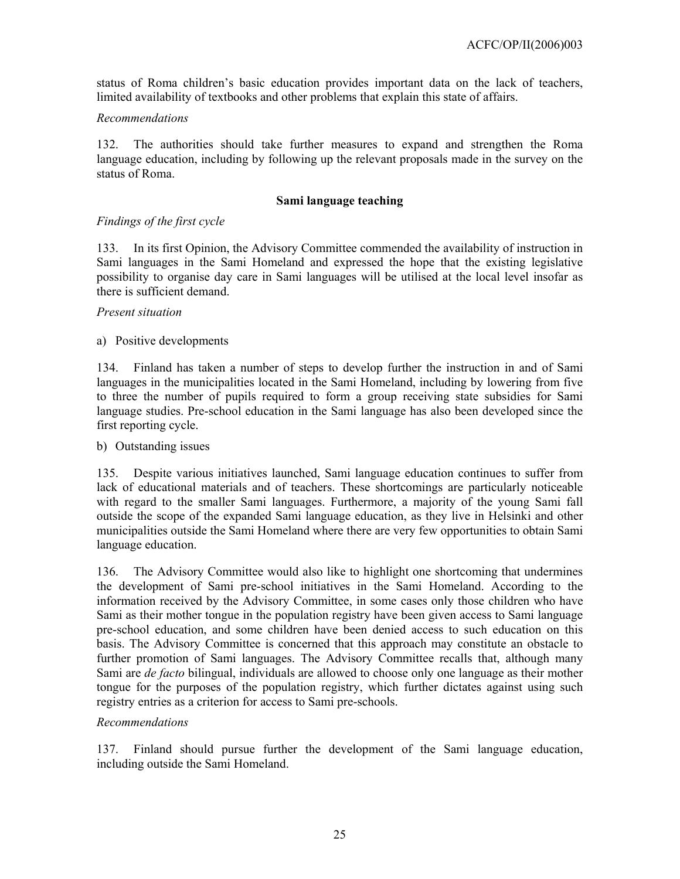status of Roma children's basic education provides important data on the lack of teachers, limited availability of textbooks and other problems that explain this state of affairs.

*Recommendations*

132. The authorities should take further measures to expand and strengthen the Roma language education, including by following up the relevant proposals made in the survey on the status of Roma.

**Sami language teaching**

*Findings of the first cycle*

133. In its first Opinion, the Advisory Committee commended the availability of instruction in Sami languages in the Sami Homeland and expressed the hope that the existing legislative possibility to organise day care in Sami languages will be utilised at the local level insofar as there is sufficient demand.

*Present situation*

a) Positive developments

134. Finland has taken a number of steps to develop further the instruction in and of Sami languages in the municipalities located in the Sami Homeland, including by lowering from five to three the number of pupils required to form a group receiving state subsidies for Sami language studies. Pre-school education in the Sami language has also been developed since the first reporting cycle.

b) Outstanding issues

135. Despite various initiatives launched, Sami language education continues to suffer from lack of educational materials and of teachers. These shortcomings are particularly noticeable with regard to the smaller Sami languages. Furthermore, a majority of the young Sami fall outside the scope of the expanded Sami language education, as they live in Helsinki and other municipalities outside the Sami Homeland where there are very few opportunities to obtain Sami language education.

136. The Advisory Committee would also like to highlight one shortcoming that undermines the development of Sami pre-school initiatives in the Sami Homeland. According to the information received by the Advisory Committee, in some cases only those children who have Sami as their mother tongue in the population registry have been given access to Sami language pre-school education, and some children have been denied access to such education on this basis. The Advisory Committee is concerned that this approach may constitute an obstacle to further promotion of Sami languages. The Advisory Committee recalls that, although many Sami are *de facto* bilingual, individuals are allowed to choose only one language as their mother tongue for the purposes of the population registry, which further dictates against using such registry entries as a criterion for access to Sami pre-schools.

*Recommendations*

137. Finland should pursue further the development of the Sami language education, including outside the Sami Homeland.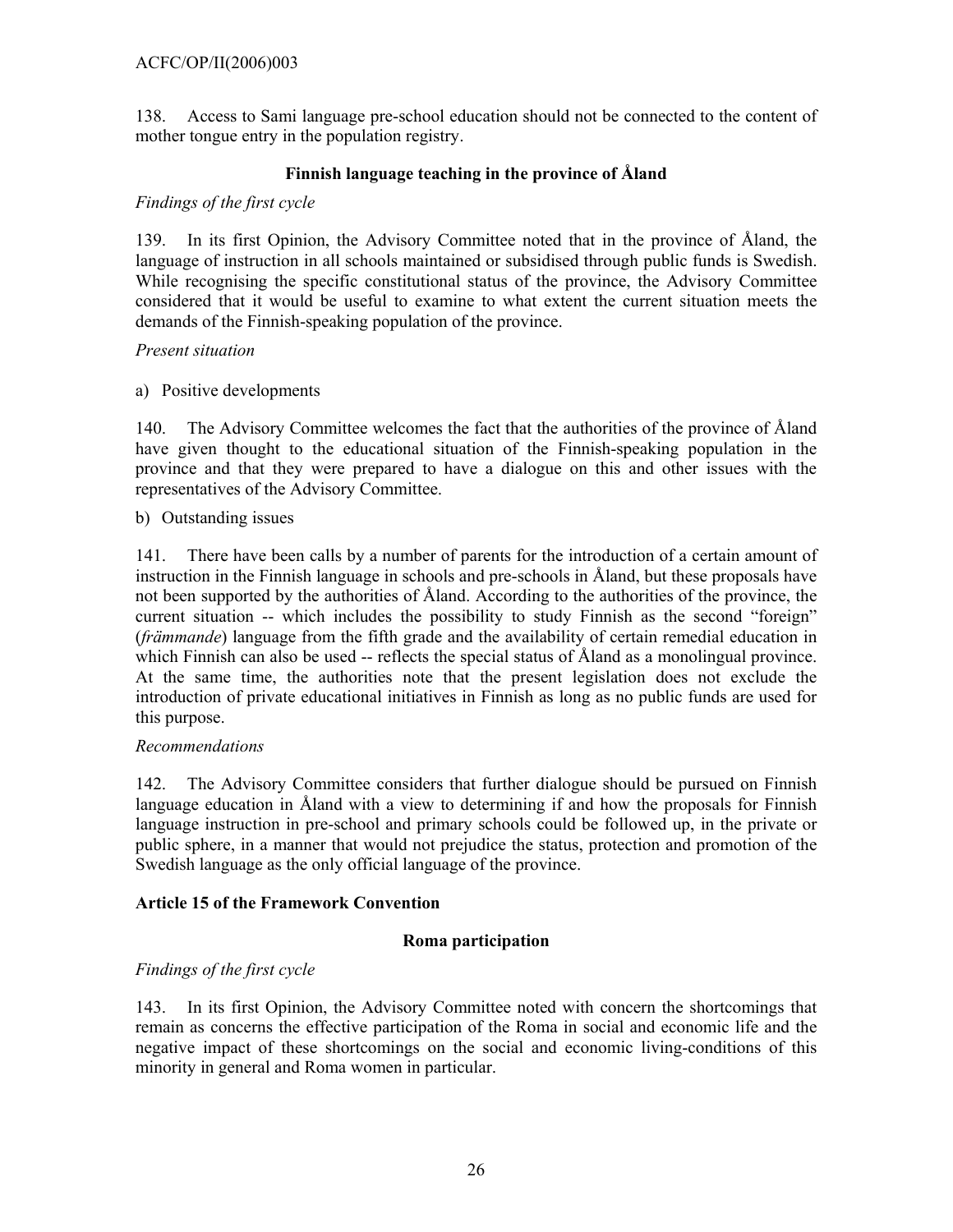138. Access to Sami language pre-school education should not be connected to the content of mother tongue entry in the population registry.

### Finnish language teaching in the province of Åland

*Findings of the first cycle*

139. In its first Opinion, the Advisory Committee noted that in the province of Åland, the language of instruction in all schools maintained or subsidised through public funds is Swedish. While recognising the specific constitutional status of the province, the Advisory Committee considered that it would be useful to examine to what extent the current situation meets the demands of the Finnish-speaking population of the province.

*Present situation*

a) Positive developments

140. The Advisory Committee welcomes the fact that the authorities of the province of Åland have given thought to the educational situation of the Finnish-speaking population in the province and that they were prepared to have a dialogue on this and other issues with the representatives of the Advisory Committee.

b) Outstanding issues

141. There have been calls by a number of parents for the introduction of a certain amount of instruction in the Finnish language in schools and pre-schools in Åland, but these proposals have not been supported by the authorities of Åland. According to the authorities of the province, the current situation -- which includes the possibility to study Finnish as the second "foreign" (*främmande*) language from the fifth grade and the availability of certain remedial education in which Finnish can also be used -- reflects the special status of Åland as a monolingual province. At the same time, the authorities note that the present legislation does not exclude the introduction of private educational initiatives in Finnish as long as no public funds are used for this purpose.

*Recommendations*

142. The Advisory Committee considers that further dialogue should be pursued on Finnish language education in Åland with a view to determining if and how the proposals for Finnish language instruction in pre-school and primary schools could be followed up, in the private or public sphere, in a manner that would not prejudice the status, protection and promotion of the Swedish language as the only official language of the province.

## Article 15 of the Framework Convention

### Roma participation

*Findings of the first cycle*

143. In its first Opinion, the Advisory Committee noted with concern the shortcomings that remain as concerns the effective participation of the Roma in social and economic life and the negative impact of these shortcomings on the social and economic living-conditions of this minority in general and Roma women in particular.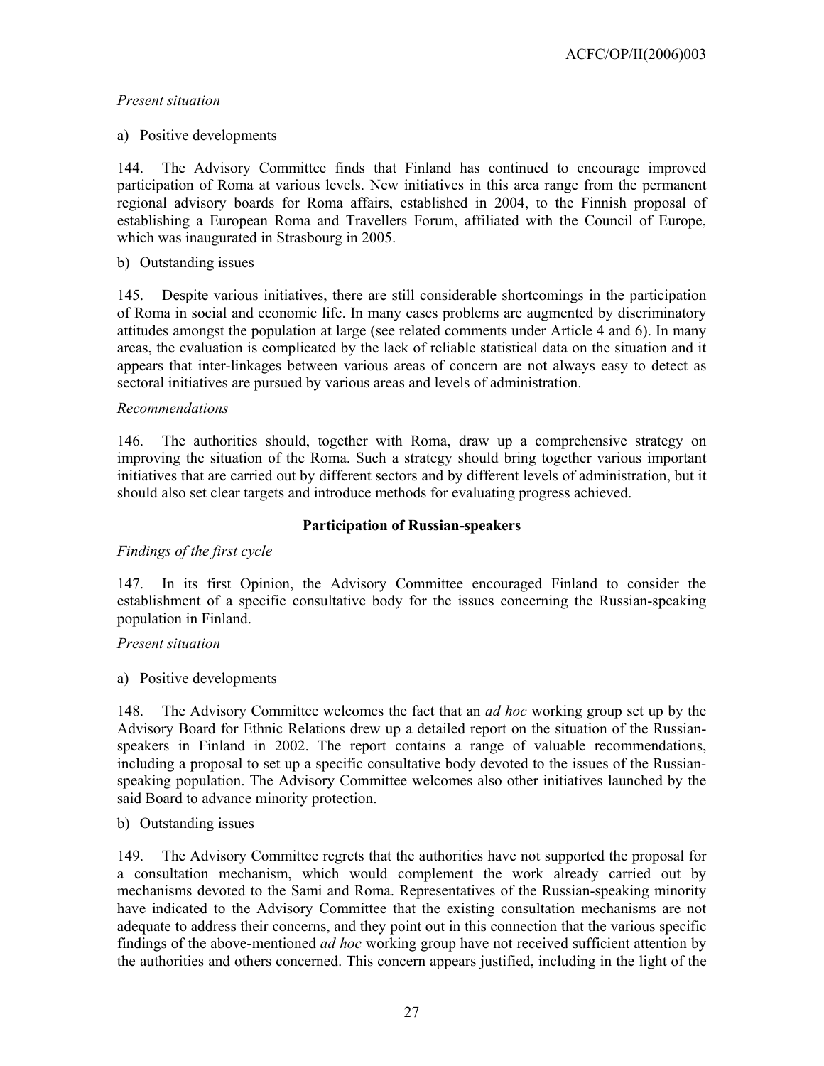*Present situation*

a) Positive developments

144. The Advisory Committee finds that Finland has continued to encourage improved participation of Roma at various levels. New initiatives in this area range from the permanent regional advisory boards for Roma affairs, established in 2004, to the Finnish proposal of establishing a European Roma and Travellers Forum, affiliated with the Council of Europe, which was inaugurated in Strasbourg in 2005.

b) Outstanding issues

145. Despite various initiatives, there are still considerable shortcomings in the participation of Roma in social and economic life. In many cases problems are augmented by discriminatory attitudes amongst the population at large (see related comments under Article 4 and 6). In many areas, the evaluation is complicated by the lack of reliable statistical data on the situation and it appears that inter-linkages between various areas of concern are not always easy to detect as sectoral initiatives are pursued by various areas and levels of administration.

*Recommendations*

146. The authorities should, together with Roma, draw up a comprehensive strategy on improving the situation of the Roma. Such a strategy should bring together various important initiatives that are carried out by different sectors and by different levels of administration, but it should also set clear targets and introduce methods for evaluating progress achieved.

**Participation of Russian-speakers**

*Findings of the first cycle*

147. In its first Opinion, the Advisory Committee encouraged Finland to consider the establishment of a specific consultative body for the issues concerning the Russian-speaking population in Finland.

*Present situation*

a) Positive developments

148. The Advisory Committee welcomes the fact that an *ad hoc* working group set up by the Advisory Board for Ethnic Relations drew up a detailed report on the situation of the Russian-speakers in Finland in 2002. The report contains a range of valuable recommendations, including a proposal to set up a specific consultative body devoted to the issues of the Russian-speaking population. The Advisory Committee welcomes also other initiatives launched by the said Board to advance minority protection.

b) Outstanding issues

149. The Advisory Committee regrets that the authorities have not supported the proposal for a consultation mechanism, which would complement the work already carried out by mechanisms devoted to the Sami and Roma. Representatives of the Russian-speaking minority have indicated to the Advisory Committee that the existing consultation mechanisms are not adequate to address their concerns, and they point out in this connection that the various specific findings of the above-mentioned *ad hoc* working group have not received sufficient attention by the authorities and others concerned. This concern appears justified, including in the light of the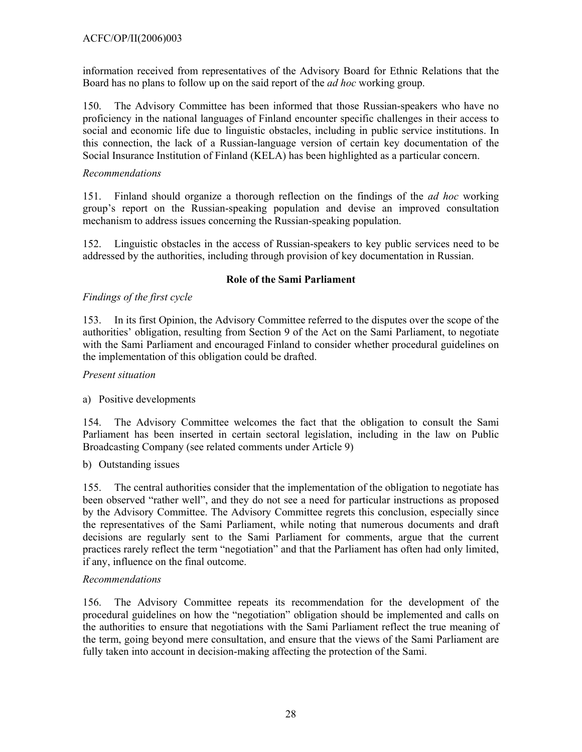information received from representatives of the Advisory Board for Ethnic Relations that the Board has no plans to follow up on the said report of the *ad hoc* working group.

150. The Advisory Committee has been informed that those Russian-speakers who have no proficiency in the national languages of Finland encounter specific challenges in their access to social and economic life due to linguistic obstacles, including in public service institutions. In this connection, the lack of a Russian-language version of certain key documentation of the Social Insurance Institution of Finland (KELA) has been highlighted as a particular concern.

*Recommendations*

151. Finland should organize a thorough reflection on the findings of the *ad hoc* working group's report on the Russian-speaking population and devise an improved consultation mechanism to address issues concerning the Russian-speaking population.

152. Linguistic obstacles in the access of Russian-speakers to key public services need to be addressed by the authorities, including through provision of key documentation in Russian.

**Role of the Sami Parliament**

*Findings of the first cycle*

153. In its first Opinion, the Advisory Committee referred to the disputes over the scope of the authorities' obligation, resulting from Section 9 of the Act on the Sami Parliament, to negotiate with the Sami Parliament and encouraged Finland to consider whether procedural guidelines on the implementation of this obligation could be drafted.

*Present situation*

a) Positive developments

154. The Advisory Committee welcomes the fact that the obligation to consult the Sami Parliament has been inserted in certain sectoral legislation, including in the law on Public Broadcasting Company (see related comments under Article 9)

b) Outstanding issues

155. The central authorities consider that the implementation of the obligation to negotiate has been observed "rather well", and they do not see a need for particular instructions as proposed by the Advisory Committee. The Advisory Committee regrets this conclusion, especially since the representatives of the Sami Parliament, while noting that numerous documents and draft decisions are regularly sent to the Sami Parliament for comments, argue that the current practices rarely reflect the term "negotiation" and that the Parliament has often had only limited, if any, influence on the final outcome.

*Recommendations*

156. The Advisory Committee repeats its recommendation for the development of the procedural guidelines on how the "negotiation" obligation should be implemented and calls on the authorities to ensure that negotiations with the Sami Parliament reflect the true meaning of the term, going beyond mere consultation, and ensure that the views of the Sami Parliament are fully taken into account in decision-making affecting the protection of the Sami.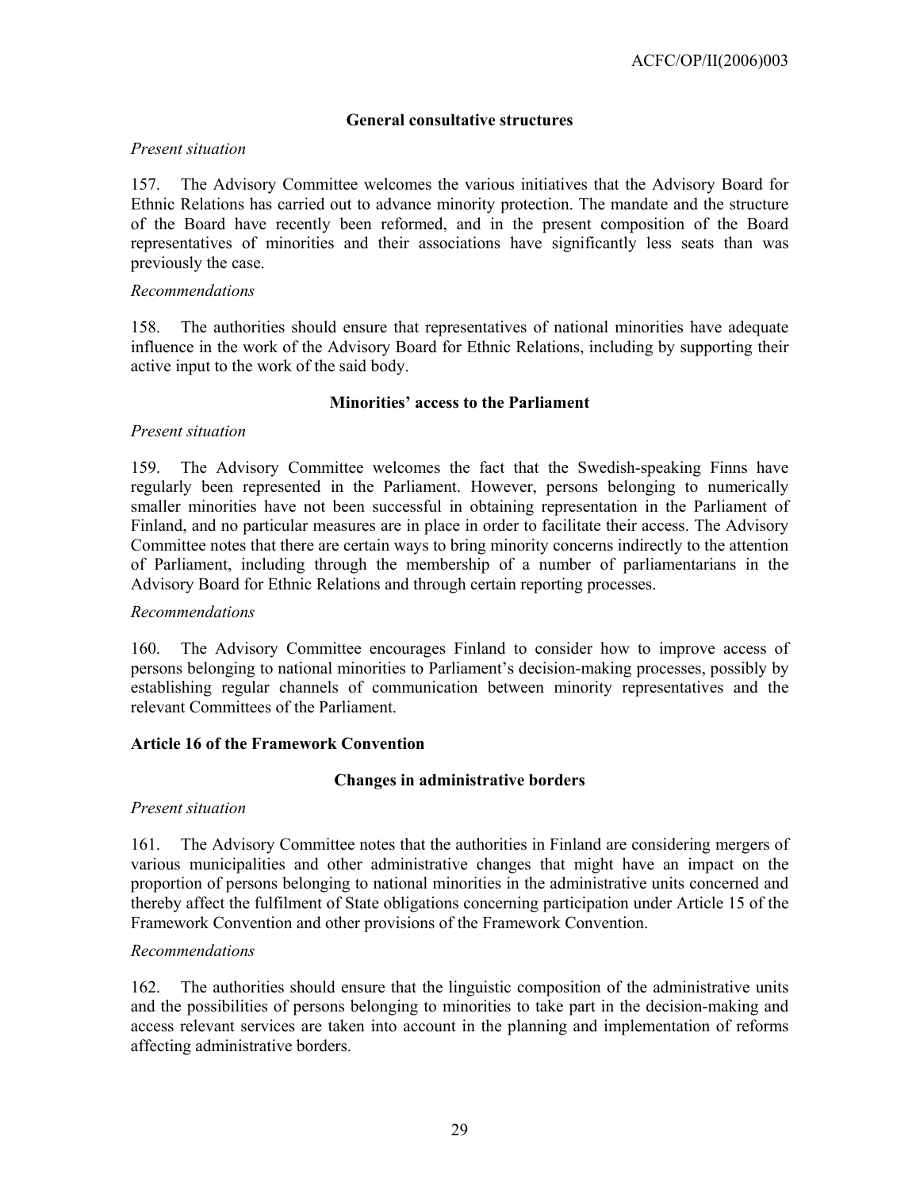### General consultative structures

*Present situation*

157. The Advisory Committee welcomes the various initiatives that the Advisory Board for Ethnic Relations has carried out to advance minority protection. The mandate and the structure of the Board have recently been reformed, and in the present composition of the Board representatives of minorities and their associations have significantly less seats than was previously the case.

*Recommendations*

158. The authorities should ensure that representatives of national minorities have adequate influence in the work of the Advisory Board for Ethnic Relations, including by supporting their active input to the work of the said body.

### Minorities' access to the Parliament

*Present situation*

159. The Advisory Committee welcomes the fact that the Swedish-speaking Finns have regularly been represented in the Parliament. However, persons belonging to numerically smaller minorities have not been successful in obtaining representation in the Parliament of Finland, and no particular measures are in place in order to facilitate their access. The Advisory Committee notes that there are certain ways to bring minority concerns indirectly to the attention of Parliament, including through the membership of a number of parliamentarians in the Advisory Board for Ethnic Relations and through certain reporting processes.

*Recommendations*

160. The Advisory Committee encourages Finland to consider how to improve access of persons belonging to national minorities to Parliament's decision-making processes, possibly by establishing regular channels of communication between minority representatives and the relevant Committees of the Parliament.

## Article 16 of the Framework Convention

### Changes in administrative borders

*Present situation*

161. The Advisory Committee notes that the authorities in Finland are considering mergers of various municipalities and other administrative changes that might have an impact on the proportion of persons belonging to national minorities in the administrative units concerned and thereby affect the fulfilment of State obligations concerning participation under Article 15 of the Framework Convention and other provisions of the Framework Convention.

*Recommendations*

162. The authorities should ensure that the linguistic composition of the administrative units and the possibilities of persons belonging to minorities to take part in the decision-making and access relevant services are taken into account in the planning and implementation of reforms affecting administrative borders.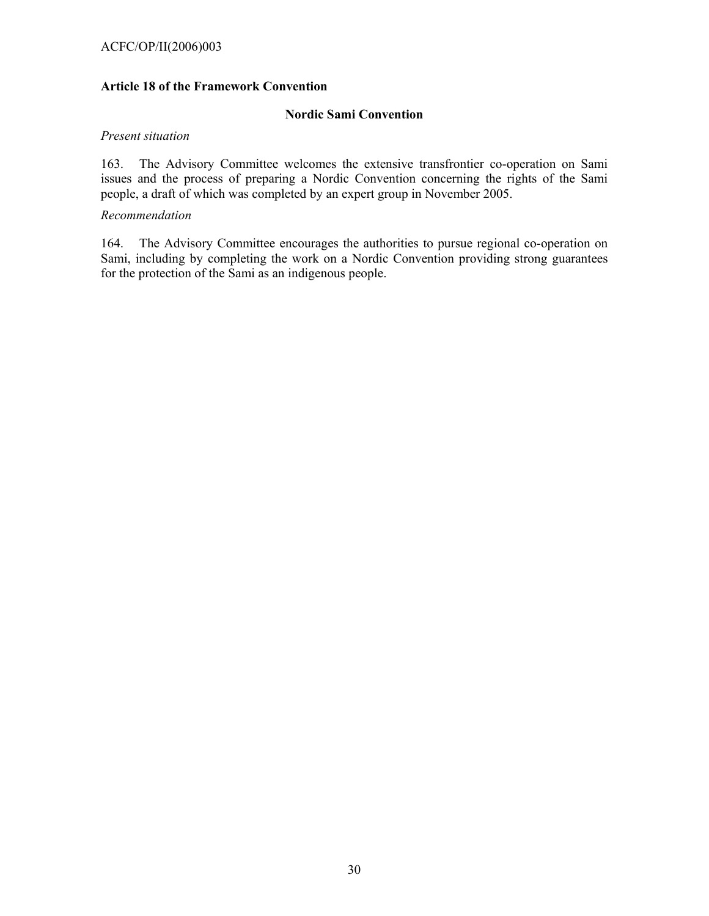### Article 18 of the Framework Convention

#### Nordic Sami Convention

*Present situation*

163. The Advisory Committee welcomes the extensive transfrontier co-operation on Sami issues and the process of preparing a Nordic Convention concerning the rights of the Sami people, a draft of which was completed by an expert group in November 2005.

*Recommendation*

164. The Advisory Committee encourages the authorities to pursue regional co-operation on Sami, including by completing the work on a Nordic Convention providing strong guarantees for the protection of the Sami as an indigenous people.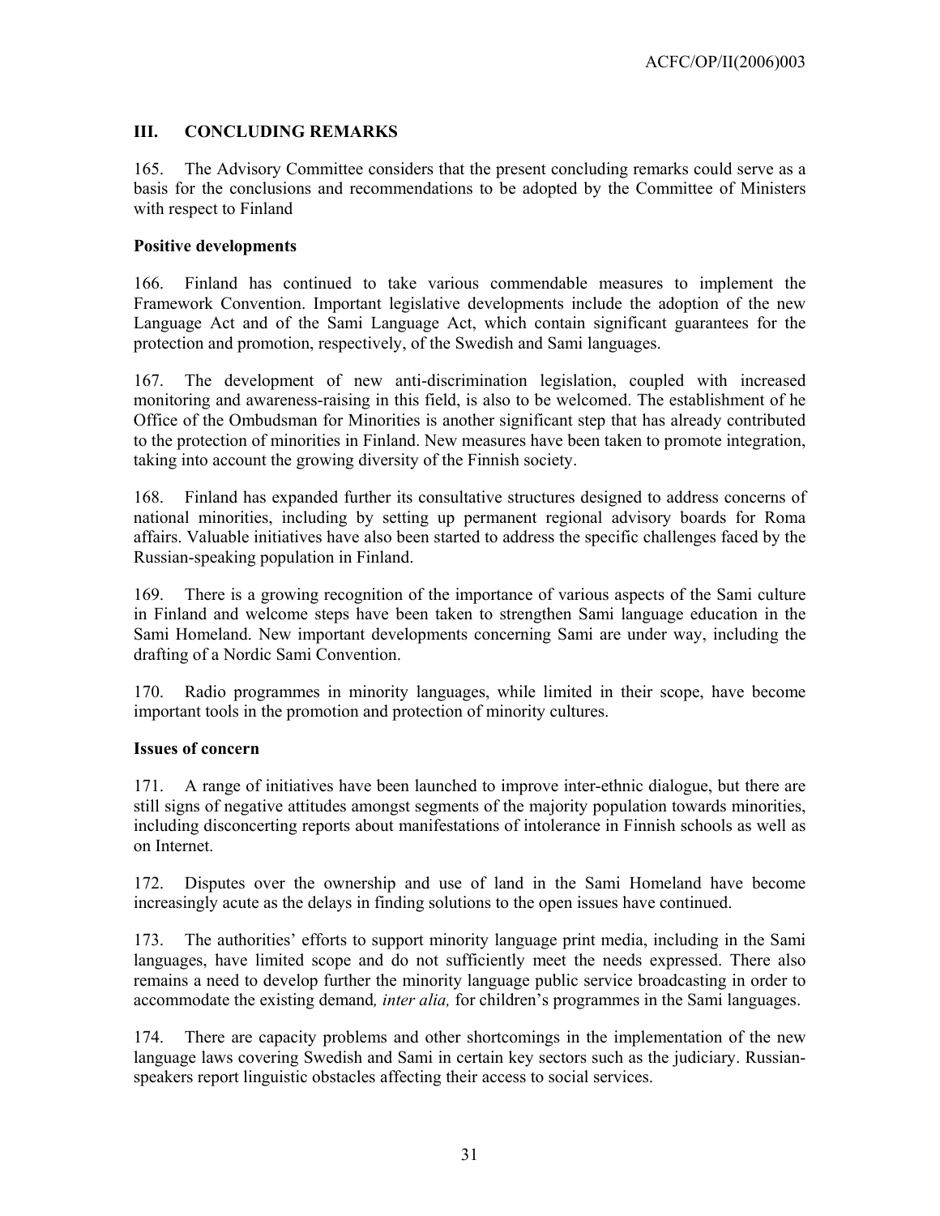## III. CONCLUDING REMARKS

165. The Advisory Committee considers that the present concluding remarks could serve as a basis for the conclusions and recommendations to be adopted by the Committee of Ministers with respect to Finland

### Positive developments

166. Finland has continued to take various commendable measures to implement the Framework Convention. Important legislative developments include the adoption of the new Language Act and of the Sami Language Act, which contain significant guarantees for the protection and promotion, respectively, of the Swedish and Sami languages.

167. The development of new anti-discrimination legislation, coupled with increased monitoring and awareness-raising in this field, is also to be welcomed. The establishment of he Office of the Ombudsman for Minorities is another significant step that has already contributed to the protection of minorities in Finland. New measures have been taken to promote integration, taking into account the growing diversity of the Finnish society.

168. Finland has expanded further its consultative structures designed to address concerns of national minorities, including by setting up permanent regional advisory boards for Roma affairs. Valuable initiatives have also been started to address the specific challenges faced by the Russian-speaking population in Finland.

169. There is a growing recognition of the importance of various aspects of the Sami culture in Finland and welcome steps have been taken to strengthen Sami language education in the Sami Homeland. New important developments concerning Sami are under way, including the drafting of a Nordic Sami Convention.

170. Radio programmes in minority languages, while limited in their scope, have become important tools in the promotion and protection of minority cultures.

### Issues of concern

171. A range of initiatives have been launched to improve inter-ethnic dialogue, but there are still signs of negative attitudes amongst segments of the majority population towards minorities, including disconcerting reports about manifestations of intolerance in Finnish schools as well as on Internet.

172. Disputes over the ownership and use of land in the Sami Homeland have become increasingly acute as the delays in finding solutions to the open issues have continued.

173. The authorities' efforts to support minority language print media, including in the Sami languages, have limited scope and do not sufficiently meet the needs expressed. There also remains a need to develop further the minority language public service broadcasting in order to accommodate the existing demand*, inter alia,* for children's programmes in the Sami languages.

174. There are capacity problems and other shortcomings in the implementation of the new language laws covering Swedish and Sami in certain key sectors such as the judiciary. Russian-speakers report linguistic obstacles affecting their access to social services.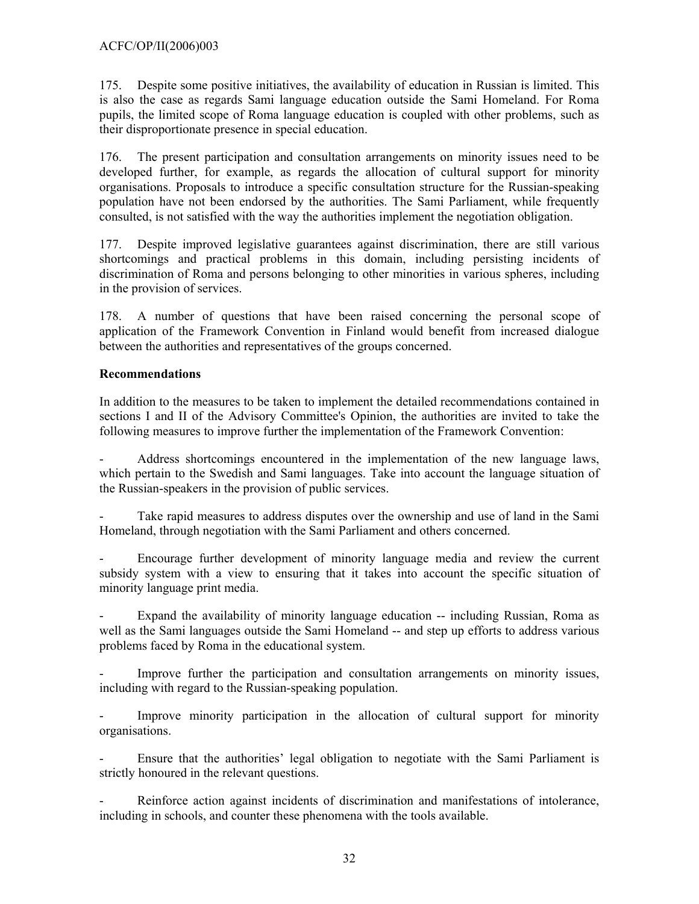175. Despite some positive initiatives, the availability of education in Russian is limited. This is also the case as regards Sami language education outside the Sami Homeland. For Roma pupils, the limited scope of Roma language education is coupled with other problems, such as their disproportionate presence in special education.

176. The present participation and consultation arrangements on minority issues need to be developed further, for example, as regards the allocation of cultural support for minority organisations. Proposals to introduce a specific consultation structure for the Russian-speaking population have not been endorsed by the authorities. The Sami Parliament, while frequently consulted, is not satisfied with the way the authorities implement the negotiation obligation.

177. Despite improved legislative guarantees against discrimination, there are still various shortcomings and practical problems in this domain, including persisting incidents of discrimination of Roma and persons belonging to other minorities in various spheres, including in the provision of services.

178. A number of questions that have been raised concerning the personal scope of application of the Framework Convention in Finland would benefit from increased dialogue between the authorities and representatives of the groups concerned.

**Recommendations**

In addition to the measures to be taken to implement the detailed recommendations contained in sections I and II of the Advisory Committee's Opinion, the authorities are invited to take the following measures to improve further the implementation of the Framework Convention:

- Address shortcomings encountered in the implementation of the new language laws, which pertain to the Swedish and Sami languages. Take into account the language situation of the Russian-speakers in the provision of public services.

- Take rapid measures to address disputes over the ownership and use of land in the Sami Homeland, through negotiation with the Sami Parliament and others concerned.

- Encourage further development of minority language media and review the current subsidy system with a view to ensuring that it takes into account the specific situation of minority language print media.

- Expand the availability of minority language education -- including Russian, Roma as well as the Sami languages outside the Sami Homeland -- and step up efforts to address various problems faced by Roma in the educational system.

- Improve further the participation and consultation arrangements on minority issues, including with regard to the Russian-speaking population.

- Improve minority participation in the allocation of cultural support for minority organisations.

- Ensure that the authorities' legal obligation to negotiate with the Sami Parliament is strictly honoured in the relevant questions.

- Reinforce action against incidents of discrimination and manifestations of intolerance, including in schools, and counter these phenomena with the tools available.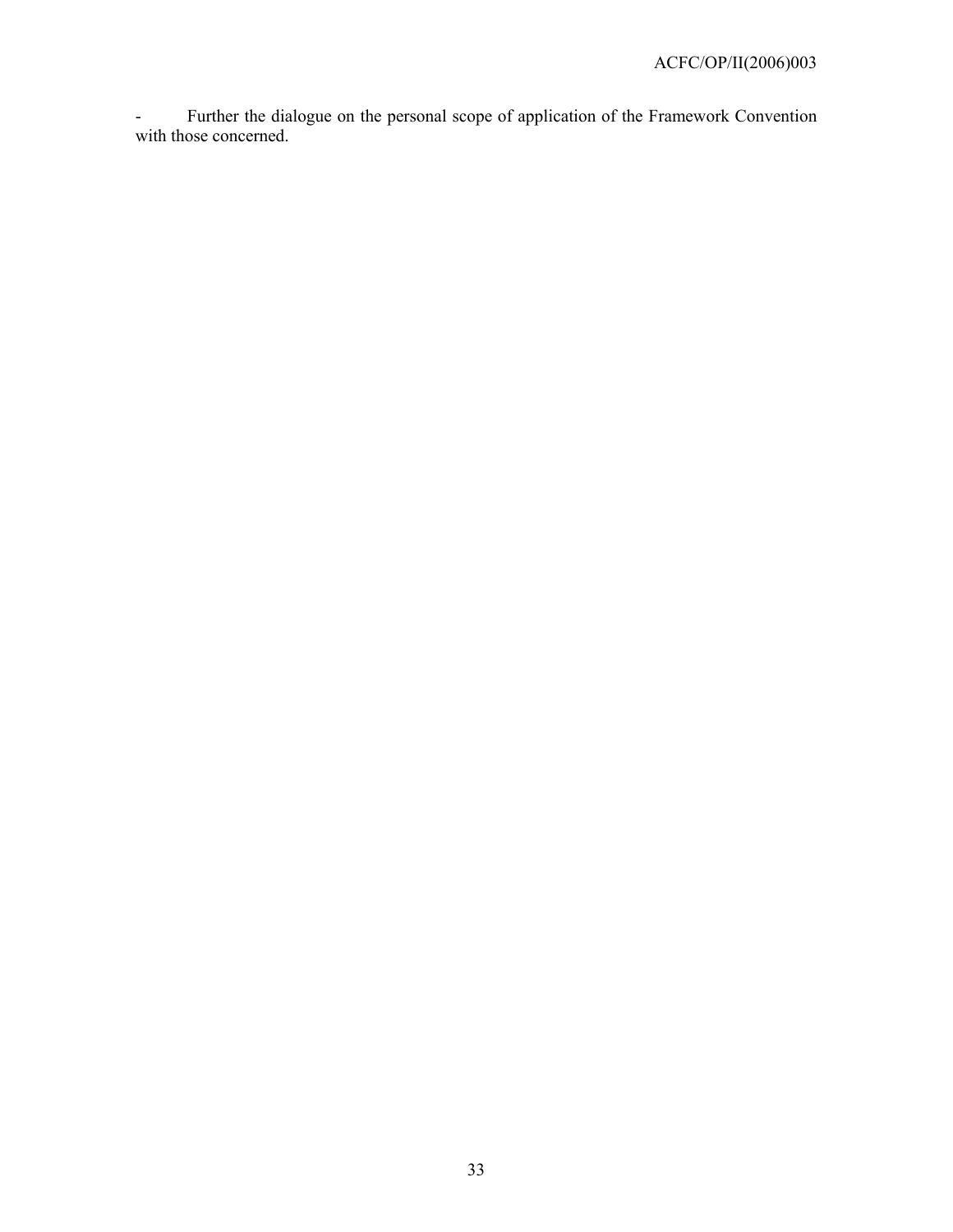- Further the dialogue on the personal scope of application of the Framework Convention with those concerned.